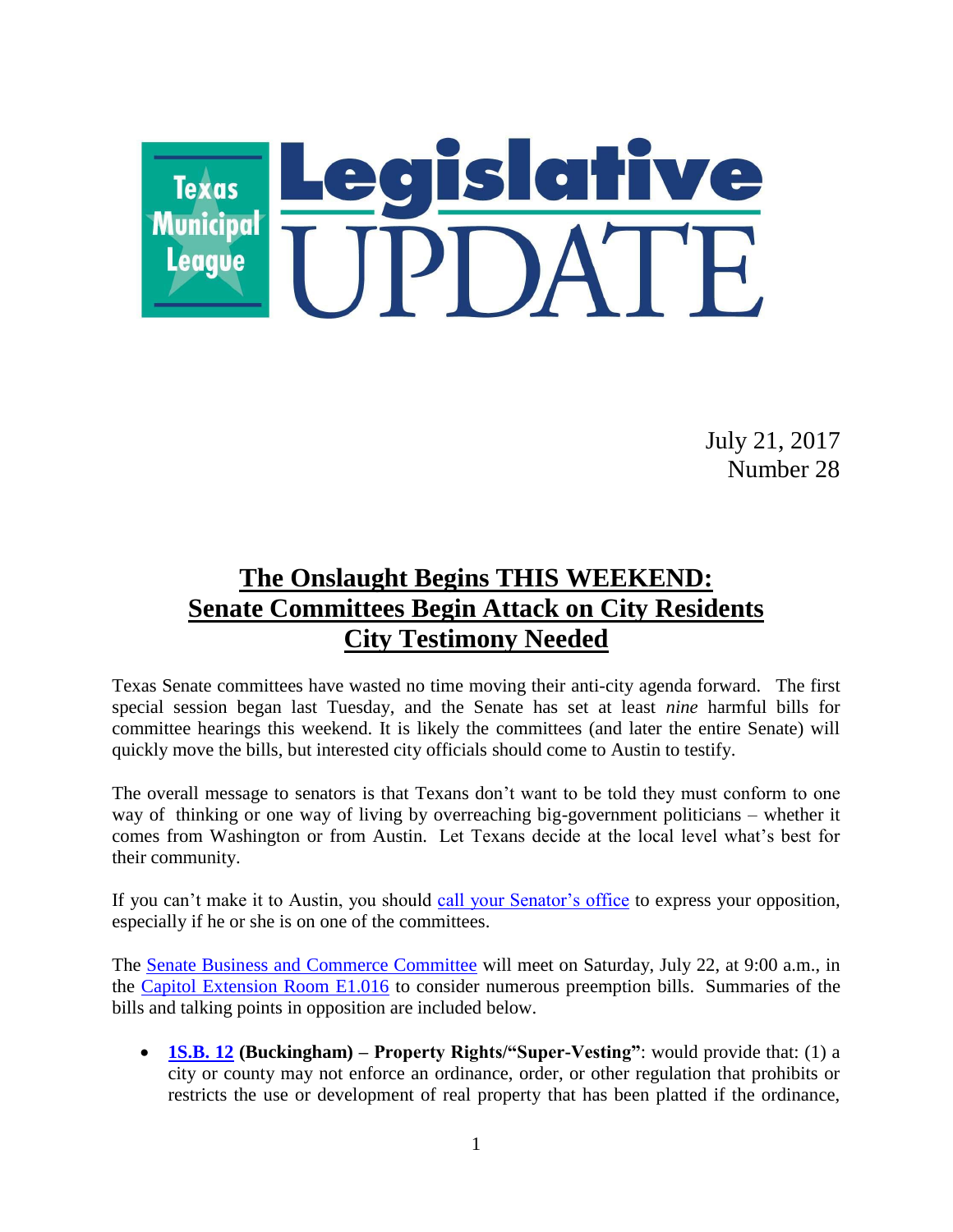Texas Municipal League

# Legislative UPDATE

July 21, 2017
Number 28

## The Onslaught Begins THIS WEEKEND: Senate Committees Begin Attack on City Residents City Testimony Needed

Texas Senate committees have wasted no time moving their anti-city agenda forward. The first special session began last Tuesday, and the Senate has set at least *nine* harmful bills for committee hearings this weekend. It is likely the committees (and later the entire Senate) will quickly move the bills, but interested city officials should come to Austin to testify.

The overall message to senators is that Texans don't want to be told they must conform to one way of thinking or one way of living by overreaching big-government politicians – whether it comes from Washington or from Austin. Let Texans decide at the local level what's best for their community.

If you can't make it to Austin, you should call your Senator's office to express your opposition, especially if he or she is on one of the committees.

The Senate Business and Commerce Committee will meet on Saturday, July 22, at 9:00 a.m., in the Capitol Extension Room E1.016 to consider numerous preemption bills. Summaries of the bills and talking points in opposition are included below.

- **1S.B. 12 (Buckingham) – Property Rights/"Super-Vesting"**: would provide that: (1) a city or county may not enforce an ordinance, order, or other regulation that prohibits or restricts the use or development of real property that has been platted if the ordinance,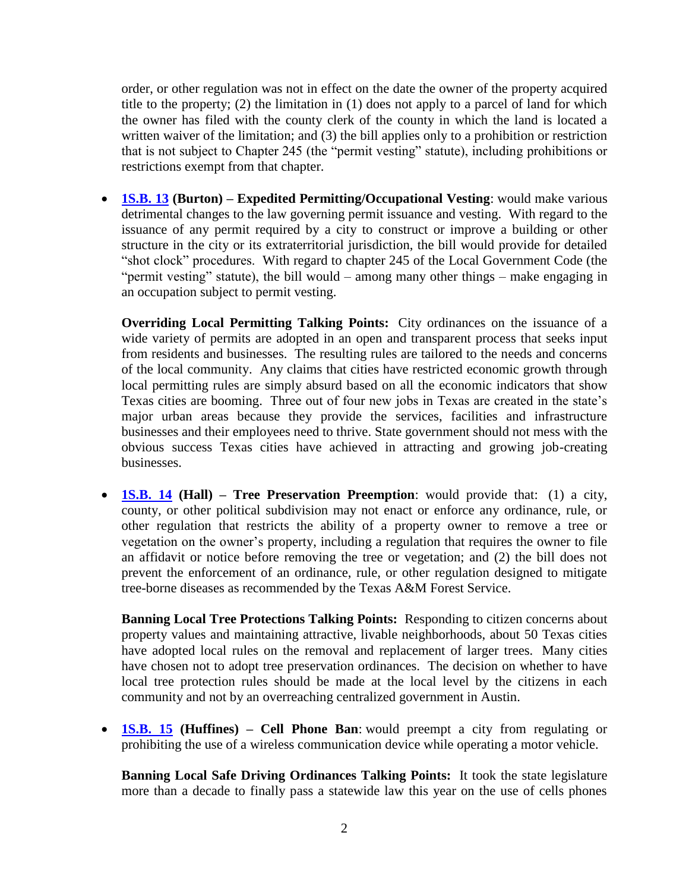order, or other regulation was not in effect on the date the owner of the property acquired title to the property; (2) the limitation in (1) does not apply to a parcel of land for which the owner has filed with the county clerk of the county in which the land is located a written waiver of the limitation; and (3) the bill applies only to a prohibition or restriction that is not subject to Chapter 245 (the "permit vesting" statute), including prohibitions or restrictions exempt from that chapter.

- **1S.B. 13 (Burton) – Expedited Permitting/Occupational Vesting**: would make various detrimental changes to the law governing permit issuance and vesting. With regard to the issuance of any permit required by a city to construct or improve a building or other structure in the city or its extraterritorial jurisdiction, the bill would provide for detailed "shot clock" procedures. With regard to chapter 245 of the Local Government Code (the "permit vesting" statute), the bill would – among many other things – make engaging in an occupation subject to permit vesting.

  **Overriding Local Permitting Talking Points:** City ordinances on the issuance of a wide variety of permits are adopted in an open and transparent process that seeks input from residents and businesses. The resulting rules are tailored to the needs and concerns of the local community. Any claims that cities have restricted economic growth through local permitting rules are simply absurd based on all the economic indicators that show Texas cities are booming. Three out of four new jobs in Texas are created in the state's major urban areas because they provide the services, facilities and infrastructure businesses and their employees need to thrive. State government should not mess with the obvious success Texas cities have achieved in attracting and growing job-creating businesses.

- **1S.B. 14 (Hall) – Tree Preservation Preemption**: would provide that: (1) a city, county, or other political subdivision may not enact or enforce any ordinance, rule, or other regulation that restricts the ability of a property owner to remove a tree or vegetation on the owner's property, including a regulation that requires the owner to file an affidavit or notice before removing the tree or vegetation; and (2) the bill does not prevent the enforcement of an ordinance, rule, or other regulation designed to mitigate tree-borne diseases as recommended by the Texas A&M Forest Service.

  **Banning Local Tree Protections Talking Points:** Responding to citizen concerns about property values and maintaining attractive, livable neighborhoods, about 50 Texas cities have adopted local rules on the removal and replacement of larger trees. Many cities have chosen not to adopt tree preservation ordinances. The decision on whether to have local tree protection rules should be made at the local level by the citizens in each community and not by an overreaching centralized government in Austin.

- **1S.B. 15 (Huffines) – Cell Phone Ban**: would preempt a city from regulating or prohibiting the use of a wireless communication device while operating a motor vehicle.

  **Banning Local Safe Driving Ordinances Talking Points:** It took the state legislature more than a decade to finally pass a statewide law this year on the use of cells phones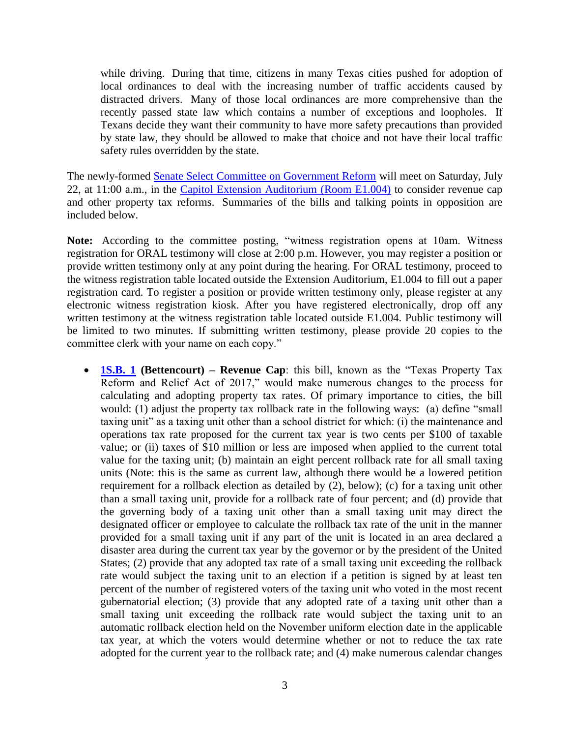while driving. During that time, citizens in many Texas cities pushed for adoption of local ordinances to deal with the increasing number of traffic accidents caused by distracted drivers. Many of those local ordinances are more comprehensive than the recently passed state law which contains a number of exceptions and loopholes. If Texans decide they want their community to have more safety precautions than provided by state law, they should be allowed to make that choice and not have their local traffic safety rules overridden by the state.

The newly-formed Senate Select Committee on Government Reform will meet on Saturday, July 22, at 11:00 a.m., in the Capitol Extension Auditorium (Room E1.004) to consider revenue cap and other property tax reforms. Summaries of the bills and talking points in opposition are included below.

**Note:** According to the committee posting, "witness registration opens at 10am. Witness registration for ORAL testimony will close at 2:00 p.m. However, you may register a position or provide written testimony only at any point during the hearing. For ORAL testimony, proceed to the witness registration table located outside the Extension Auditorium, E1.004 to fill out a paper registration card. To register a position or provide written testimony only, please register at any electronic witness registration kiosk. After you have registered electronically, drop off any written testimony at the witness registration table located outside E1.004. Public testimony will be limited to two minutes. If submitting written testimony, please provide 20 copies to the committee clerk with your name on each copy."

- **1S.B. 1 (Bettencourt) – Revenue Cap**: this bill, known as the "Texas Property Tax Reform and Relief Act of 2017," would make numerous changes to the process for calculating and adopting property tax rates. Of primary importance to cities, the bill would: (1) adjust the property tax rollback rate in the following ways: (a) define "small taxing unit" as a taxing unit other than a school district for which: (i) the maintenance and operations tax rate proposed for the current tax year is two cents per $100 of taxable value; or (ii) taxes of $10 million or less are imposed when applied to the current total value for the taxing unit; (b) maintain an eight percent rollback rate for all small taxing units (Note: this is the same as current law, although there would be a lowered petition requirement for a rollback election as detailed by (2), below); (c) for a taxing unit other than a small taxing unit, provide for a rollback rate of four percent; and (d) provide that the governing body of a taxing unit other than a small taxing unit may direct the designated officer or employee to calculate the rollback tax rate of the unit in the manner provided for a small taxing unit if any part of the unit is located in an area declared a disaster area during the current tax year by the governor or by the president of the United States; (2) provide that any adopted tax rate of a small taxing unit exceeding the rollback rate would subject the taxing unit to an election if a petition is signed by at least ten percent of the number of registered voters of the taxing unit who voted in the most recent gubernatorial election; (3) provide that any adopted rate of a taxing unit other than a small taxing unit exceeding the rollback rate would subject the taxing unit to an automatic rollback election held on the November uniform election date in the applicable tax year, at which the voters would determine whether or not to reduce the tax rate adopted for the current year to the rollback rate; and (4) make numerous calendar changes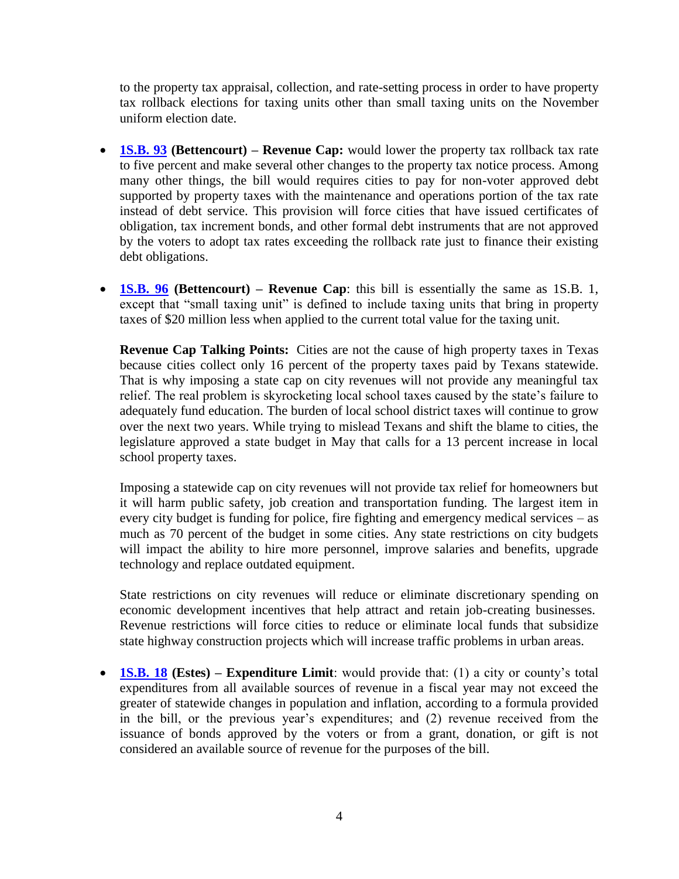to the property tax appraisal, collection, and rate-setting process in order to have property tax rollback elections for taxing units other than small taxing units on the November uniform election date.

- **1S.B. 93 (Bettencourt) – Revenue Cap:** would lower the property tax rollback tax rate to five percent and make several other changes to the property tax notice process. Among many other things, the bill would requires cities to pay for non-voter approved debt supported by property taxes with the maintenance and operations portion of the tax rate instead of debt service. This provision will force cities that have issued certificates of obligation, tax increment bonds, and other formal debt instruments that are not approved by the voters to adopt tax rates exceeding the rollback rate just to finance their existing debt obligations.

- **1S.B. 96 (Bettencourt) – Revenue Cap**: this bill is essentially the same as 1S.B. 1, except that "small taxing unit" is defined to include taxing units that bring in property taxes of $20 million less when applied to the current total value for the taxing unit.

  **Revenue Cap Talking Points:** Cities are not the cause of high property taxes in Texas because cities collect only 16 percent of the property taxes paid by Texans statewide. That is why imposing a state cap on city revenues will not provide any meaningful tax relief. The real problem is skyrocketing local school taxes caused by the state's failure to adequately fund education. The burden of local school district taxes will continue to grow over the next two years. While trying to mislead Texans and shift the blame to cities, the legislature approved a state budget in May that calls for a 13 percent increase in local school property taxes.

  Imposing a statewide cap on city revenues will not provide tax relief for homeowners but it will harm public safety, job creation and transportation funding. The largest item in every city budget is funding for police, fire fighting and emergency medical services – as much as 70 percent of the budget in some cities. Any state restrictions on city budgets will impact the ability to hire more personnel, improve salaries and benefits, upgrade technology and replace outdated equipment.

  State restrictions on city revenues will reduce or eliminate discretionary spending on economic development incentives that help attract and retain job-creating businesses. Revenue restrictions will force cities to reduce or eliminate local funds that subsidize state highway construction projects which will increase traffic problems in urban areas.

- **1S.B. 18 (Estes) – Expenditure Limit**: would provide that: (1) a city or county's total expenditures from all available sources of revenue in a fiscal year may not exceed the greater of statewide changes in population and inflation, according to a formula provided in the bill, or the previous year's expenditures; and (2) revenue received from the issuance of bonds approved by the voters or from a grant, donation, or gift is not considered an available source of revenue for the purposes of the bill.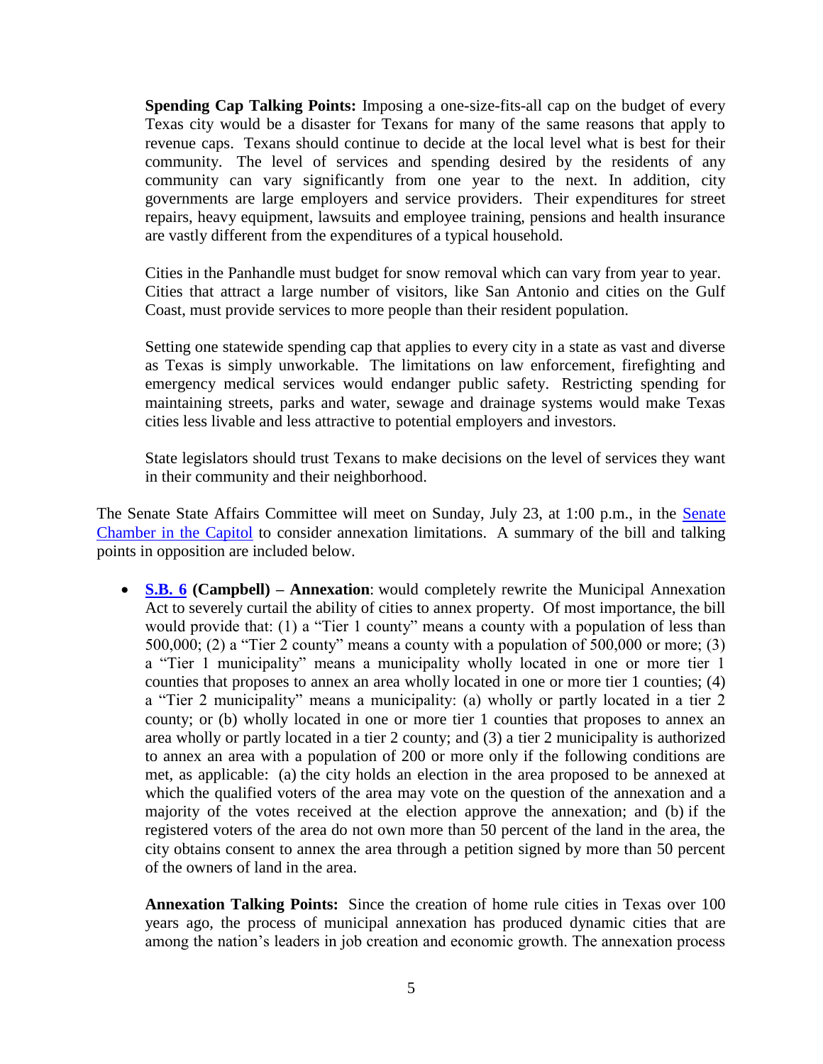**Spending Cap Talking Points:** Imposing a one-size-fits-all cap on the budget of every Texas city would be a disaster for Texans for many of the same reasons that apply to revenue caps. Texans should continue to decide at the local level what is best for their community. The level of services and spending desired by the residents of any community can vary significantly from one year to the next. In addition, city governments are large employers and service providers. Their expenditures for street repairs, heavy equipment, lawsuits and employee training, pensions and health insurance are vastly different from the expenditures of a typical household.

Cities in the Panhandle must budget for snow removal which can vary from year to year. Cities that attract a large number of visitors, like San Antonio and cities on the Gulf Coast, must provide services to more people than their resident population.

Setting one statewide spending cap that applies to every city in a state as vast and diverse as Texas is simply unworkable. The limitations on law enforcement, firefighting and emergency medical services would endanger public safety. Restricting spending for maintaining streets, parks and water, sewage and drainage systems would make Texas cities less livable and less attractive to potential employers and investors.

State legislators should trust Texans to make decisions on the level of services they want in their community and their neighborhood.

The Senate State Affairs Committee will meet on Sunday, July 23, at 1:00 p.m., in the [Senate Chamber in the Capitol] to consider annexation limitations. A summary of the bill and talking points in opposition are included below.

- **[S.B. 6] (Campbell) – Annexation**: would completely rewrite the Municipal Annexation Act to severely curtail the ability of cities to annex property. Of most importance, the bill would provide that: (1) a "Tier 1 county" means a county with a population of less than 500,000; (2) a "Tier 2 county" means a county with a population of 500,000 or more; (3) a "Tier 1 municipality" means a municipality wholly located in one or more tier 1 counties that proposes to annex an area wholly located in one or more tier 1 counties; (4) a "Tier 2 municipality" means a municipality: (a) wholly or partly located in a tier 2 county; or (b) wholly located in one or more tier 1 counties that proposes to annex an area wholly or partly located in a tier 2 county; and (3) a tier 2 municipality is authorized to annex an area with a population of 200 or more only if the following conditions are met, as applicable: (a) the city holds an election in the area proposed to be annexed at which the qualified voters of the area may vote on the question of the annexation and a majority of the votes received at the election approve the annexation; and (b) if the registered voters of the area do not own more than 50 percent of the land in the area, the city obtains consent to annex the area through a petition signed by more than 50 percent of the owners of land in the area.

  **Annexation Talking Points:** Since the creation of home rule cities in Texas over 100 years ago, the process of municipal annexation has produced dynamic cities that are among the nation's leaders in job creation and economic growth. The annexation process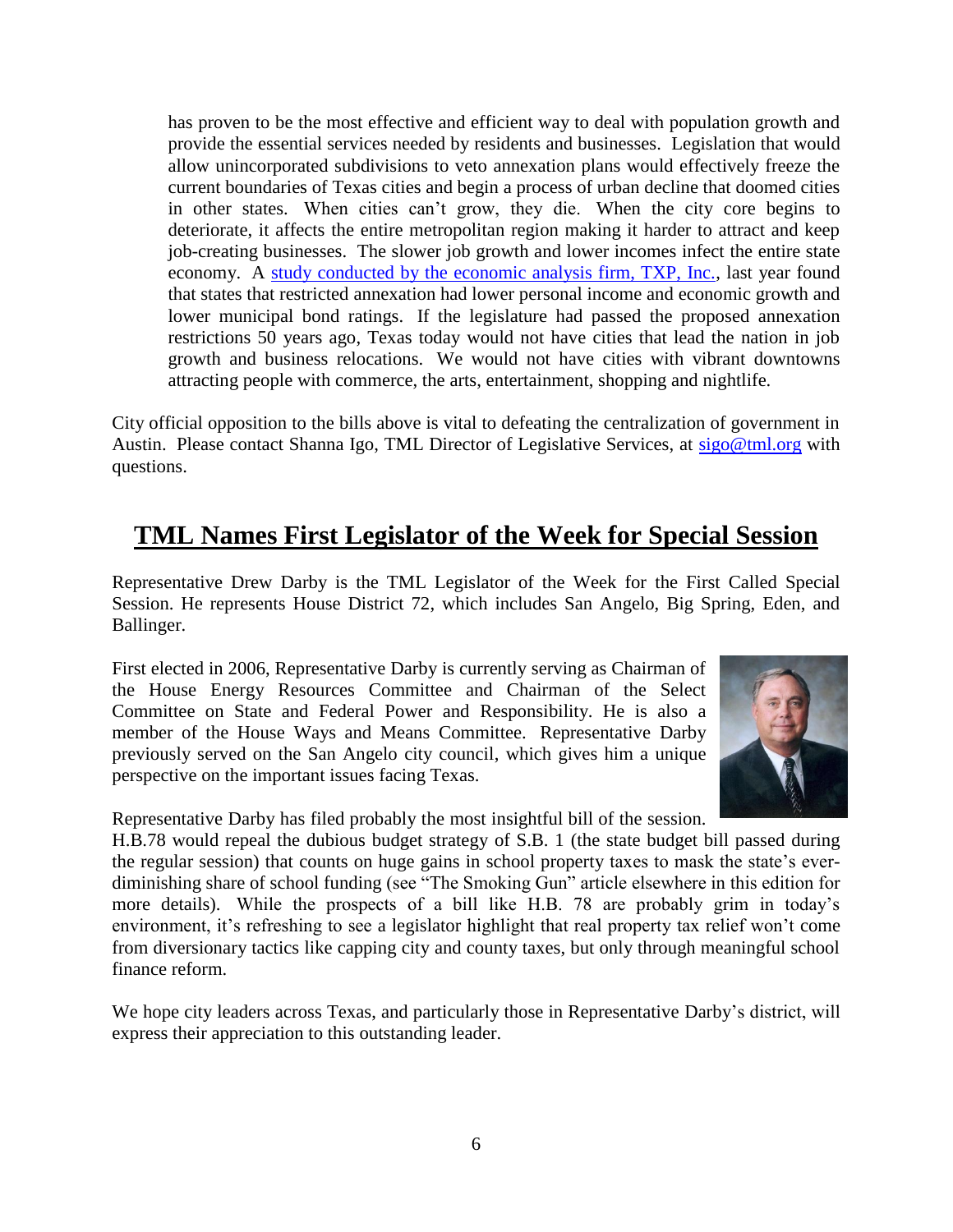> has proven to be the most effective and efficient way to deal with population growth and provide the essential services needed by residents and businesses. Legislation that would allow unincorporated subdivisions to veto annexation plans would effectively freeze the current boundaries of Texas cities and begin a process of urban decline that doomed cities in other states. When cities can't grow, they die. When the city core begins to deteriorate, it affects the entire metropolitan region making it harder to attract and keep job-creating businesses. The slower job growth and lower incomes infect the entire state economy. A study conducted by the economic analysis firm, TXP, Inc., last year found that states that restricted annexation had lower personal income and economic growth and lower municipal bond ratings. If the legislature had passed the proposed annexation restrictions 50 years ago, Texas today would not have cities that lead the nation in job growth and business relocations. We would not have cities with vibrant downtowns attracting people with commerce, the arts, entertainment, shopping and nightlife.

City official opposition to the bills above is vital to defeating the centralization of government in Austin. Please contact Shanna Igo, TML Director of Legislative Services, at sigo@tml.org with questions.

## TML Names First Legislator of the Week for Special Session

Representative Drew Darby is the TML Legislator of the Week for the First Called Special Session. He represents House District 72, which includes San Angelo, Big Spring, Eden, and Ballinger.

First elected in 2006, Representative Darby is currently serving as Chairman of the House Energy Resources Committee and Chairman of the Select Committee on State and Federal Power and Responsibility. He is also a member of the House Ways and Means Committee. Representative Darby previously served on the San Angelo city council, which gives him a unique perspective on the important issues facing Texas.

Representative Darby has filed probably the most insightful bill of the session. H.B.78 would repeal the dubious budget strategy of S.B. 1 (the state budget bill passed during the regular session) that counts on huge gains in school property taxes to mask the state's ever-diminishing share of school funding (see "The Smoking Gun" article elsewhere in this edition for more details). While the prospects of a bill like H.B. 78 are probably grim in today's environment, it's refreshing to see a legislator highlight that real property tax relief won't come from diversionary tactics like capping city and county taxes, but only through meaningful school finance reform.

We hope city leaders across Texas, and particularly those in Representative Darby's district, will express their appreciation to this outstanding leader.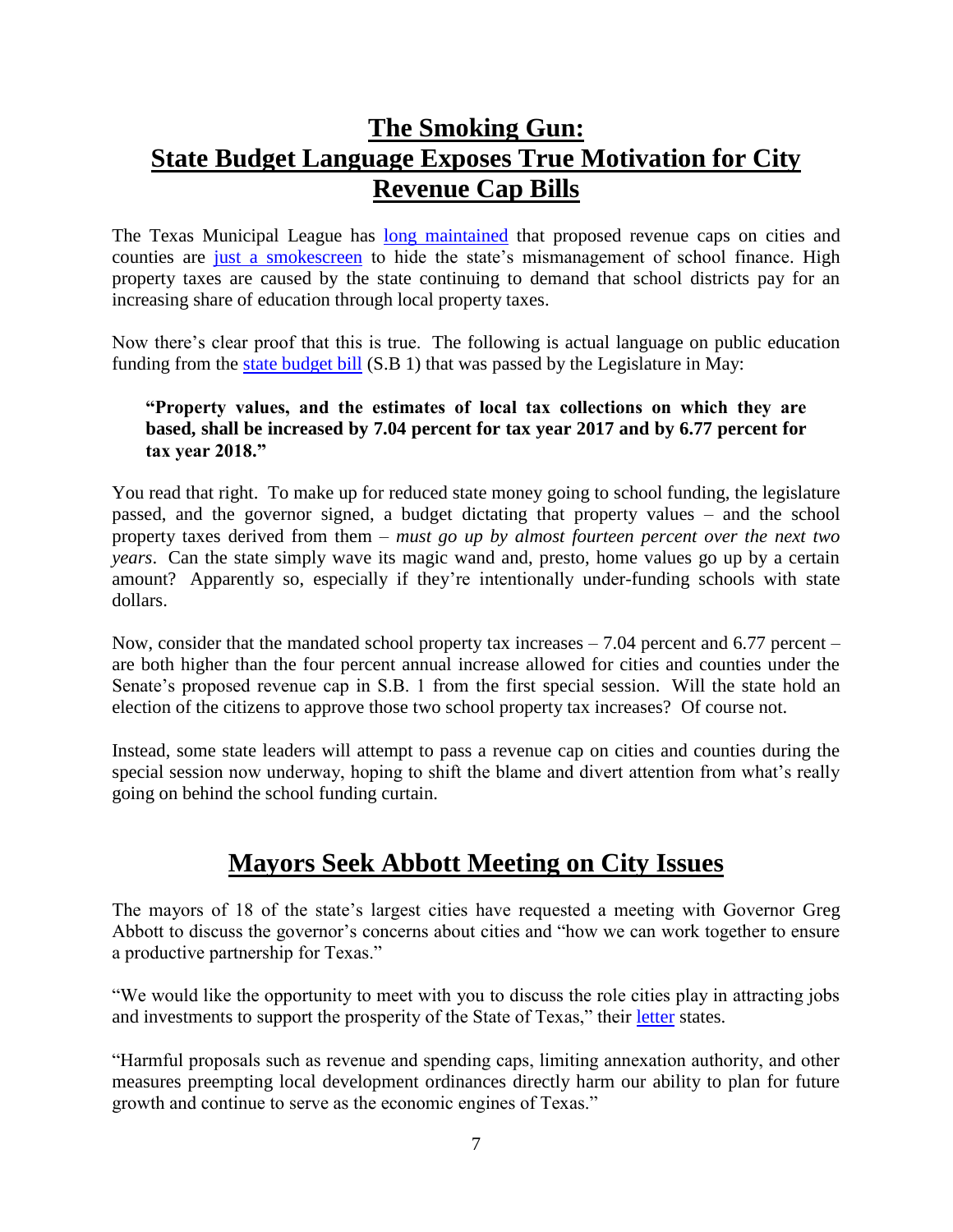## The Smoking Gun: State Budget Language Exposes True Motivation for City Revenue Cap Bills

The Texas Municipal League has long maintained that proposed revenue caps on cities and counties are just a smokescreen to hide the state's mismanagement of school finance. High property taxes are caused by the state continuing to demand that school districts pay for an increasing share of education through local property taxes.

Now there's clear proof that this is true. The following is actual language on public education funding from the state budget bill (S.B 1) that was passed by the Legislature in May:

> **"Property values, and the estimates of local tax collections on which they are based, shall be increased by 7.04 percent for tax year 2017 and by 6.77 percent for tax year 2018."**

You read that right. To make up for reduced state money going to school funding, the legislature passed, and the governor signed, a budget dictating that property values – and the school property taxes derived from them – *must go up by almost fourteen percent over the next two years*. Can the state simply wave its magic wand and, presto, home values go up by a certain amount? Apparently so, especially if they're intentionally under-funding schools with state dollars.

Now, consider that the mandated school property tax increases – 7.04 percent and 6.77 percent – are both higher than the four percent annual increase allowed for cities and counties under the Senate's proposed revenue cap in S.B. 1 from the first special session. Will the state hold an election of the citizens to approve those two school property tax increases? Of course not.

Instead, some state leaders will attempt to pass a revenue cap on cities and counties during the special session now underway, hoping to shift the blame and divert attention from what's really going on behind the school funding curtain.

## Mayors Seek Abbott Meeting on City Issues

The mayors of 18 of the state's largest cities have requested a meeting with Governor Greg Abbott to discuss the governor's concerns about cities and "how we can work together to ensure a productive partnership for Texas."

"We would like the opportunity to meet with you to discuss the role cities play in attracting jobs and investments to support the prosperity of the State of Texas," their letter states.

"Harmful proposals such as revenue and spending caps, limiting annexation authority, and other measures preempting local development ordinances directly harm our ability to plan for future growth and continue to serve as the economic engines of Texas."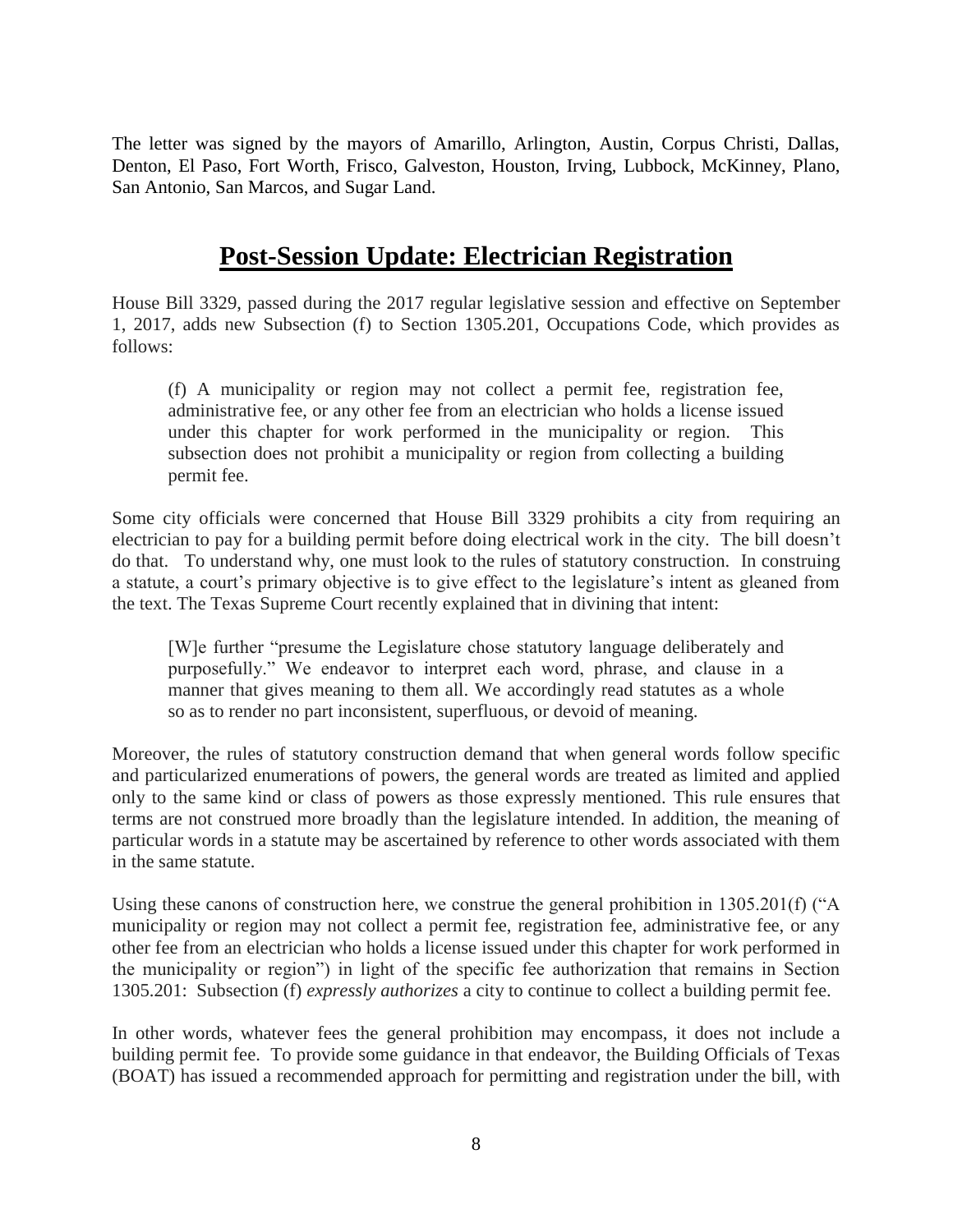The letter was signed by the mayors of Amarillo, Arlington, Austin, Corpus Christi, Dallas, Denton, El Paso, Fort Worth, Frisco, Galveston, Houston, Irving, Lubbock, McKinney, Plano, San Antonio, San Marcos, and Sugar Land.

## Post-Session Update: Electrician Registration

House Bill 3329, passed during the 2017 regular legislative session and effective on September 1, 2017, adds new Subsection (f) to Section 1305.201, Occupations Code, which provides as follows:

> (f) A municipality or region may not collect a permit fee, registration fee, administrative fee, or any other fee from an electrician who holds a license issued under this chapter for work performed in the municipality or region. This subsection does not prohibit a municipality or region from collecting a building permit fee.

Some city officials were concerned that House Bill 3329 prohibits a city from requiring an electrician to pay for a building permit before doing electrical work in the city. The bill doesn't do that. To understand why, one must look to the rules of statutory construction. In construing a statute, a court's primary objective is to give effect to the legislature's intent as gleaned from the text. The Texas Supreme Court recently explained that in divining that intent:

> [W]e further "presume the Legislature chose statutory language deliberately and purposefully." We endeavor to interpret each word, phrase, and clause in a manner that gives meaning to them all. We accordingly read statutes as a whole so as to render no part inconsistent, superfluous, or devoid of meaning.

Moreover, the rules of statutory construction demand that when general words follow specific and particularized enumerations of powers, the general words are treated as limited and applied only to the same kind or class of powers as those expressly mentioned. This rule ensures that terms are not construed more broadly than the legislature intended. In addition, the meaning of particular words in a statute may be ascertained by reference to other words associated with them in the same statute.

Using these canons of construction here, we construe the general prohibition in 1305.201(f) ("A municipality or region may not collect a permit fee, registration fee, administrative fee, or any other fee from an electrician who holds a license issued under this chapter for work performed in the municipality or region") in light of the specific fee authorization that remains in Section 1305.201: Subsection (f) *expressly authorizes* a city to continue to collect a building permit fee.

In other words, whatever fees the general prohibition may encompass, it does not include a building permit fee. To provide some guidance in that endeavor, the Building Officials of Texas (BOAT) has issued a recommended approach for permitting and registration under the bill, with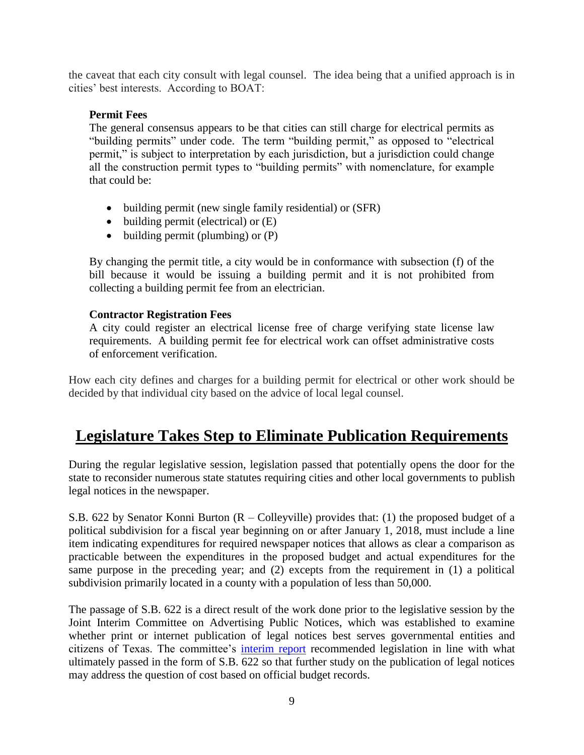the caveat that each city consult with legal counsel. The idea being that a unified approach is in cities' best interests. According to BOAT:

> **Permit Fees**
>
> The general consensus appears to be that cities can still charge for electrical permits as "building permits" under code. The term "building permit," as opposed to "electrical permit," is subject to interpretation by each jurisdiction, but a jurisdiction could change all the construction permit types to "building permits" with nomenclature, for example that could be:
>
> - building permit (new single family residential) or (SFR)
> - building permit (electrical) or (E)
> - building permit (plumbing) or (P)
>
> By changing the permit title, a city would be in conformance with subsection (f) of the bill because it would be issuing a building permit and it is not prohibited from collecting a building permit fee from an electrician.
>
> **Contractor Registration Fees**
>
> A city could register an electrical license free of charge verifying state license law requirements. A building permit fee for electrical work can offset administrative costs of enforcement verification.

How each city defines and charges for a building permit for electrical or other work should be decided by that individual city based on the advice of local legal counsel.

## Legislature Takes Step to Eliminate Publication Requirements

During the regular legislative session, legislation passed that potentially opens the door for the state to reconsider numerous state statutes requiring cities and other local governments to publish legal notices in the newspaper.

S.B. 622 by Senator Konni Burton (R – Colleyville) provides that: (1) the proposed budget of a political subdivision for a fiscal year beginning on or after January 1, 2018, must include a line item indicating expenditures for required newspaper notices that allows as clear a comparison as practicable between the expenditures in the proposed budget and actual expenditures for the same purpose in the preceding year; and (2) excepts from the requirement in (1) a political subdivision primarily located in a county with a population of less than 50,000.

The passage of S.B. 622 is a direct result of the work done prior to the legislative session by the Joint Interim Committee on Advertising Public Notices, which was established to examine whether print or internet publication of legal notices best serves governmental entities and citizens of Texas. The committee's interim report recommended legislation in line with what ultimately passed in the form of S.B. 622 so that further study on the publication of legal notices may address the question of cost based on official budget records.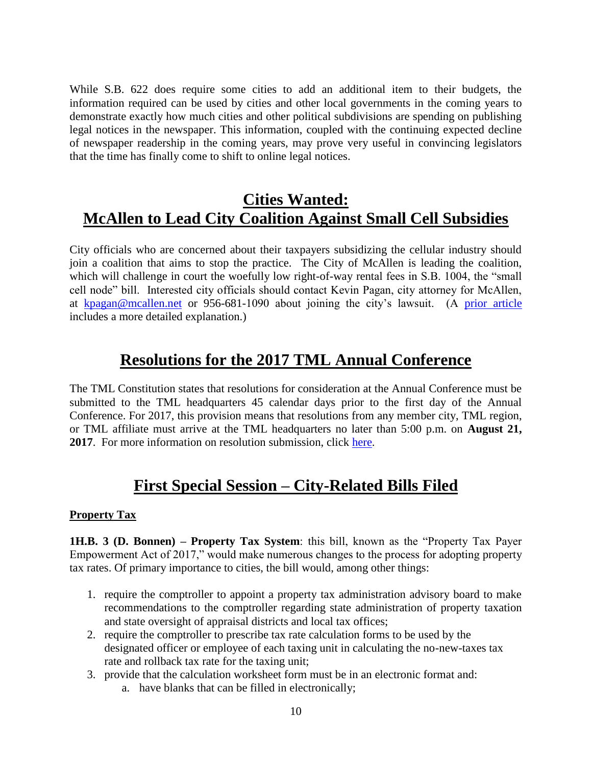While S.B. 622 does require some cities to add an additional item to their budgets, the information required can be used by cities and other local governments in the coming years to demonstrate exactly how much cities and other political subdivisions are spending on publishing legal notices in the newspaper. This information, coupled with the continuing expected decline of newspaper readership in the coming years, may prove very useful in convincing legislators that the time has finally come to shift to online legal notices.

## Cities Wanted: McAllen to Lead City Coalition Against Small Cell Subsidies

City officials who are concerned about their taxpayers subsidizing the cellular industry should join a coalition that aims to stop the practice. The City of McAllen is leading the coalition, which will challenge in court the woefully low right-of-way rental fees in S.B. 1004, the "small cell node" bill. Interested city officials should contact Kevin Pagan, city attorney for McAllen, at kpagan@mcallen.net or 956-681-1090 about joining the city's lawsuit. (A prior article includes a more detailed explanation.)

## Resolutions for the 2017 TML Annual Conference

The TML Constitution states that resolutions for consideration at the Annual Conference must be submitted to the TML headquarters 45 calendar days prior to the first day of the Annual Conference. For 2017, this provision means that resolutions from any member city, TML region, or TML affiliate must arrive at the TML headquarters no later than 5:00 p.m. on **August 21, 2017**. For more information on resolution submission, click here.

## First Special Session – City-Related Bills Filed

### Property Tax

**1H.B. 3 (D. Bonnen) – Property Tax System**: this bill, known as the "Property Tax Payer Empowerment Act of 2017," would make numerous changes to the process for adopting property tax rates. Of primary importance to cities, the bill would, among other things:

1. require the comptroller to appoint a property tax administration advisory board to make recommendations to the comptroller regarding state administration of property taxation and state oversight of appraisal districts and local tax offices;
2. require the comptroller to prescribe tax rate calculation forms to be used by the designated officer or employee of each taxing unit in calculating the no-new-taxes tax rate and rollback tax rate for the taxing unit;
3. provide that the calculation worksheet form must be in an electronic format and:
   a. have blanks that can be filled in electronically;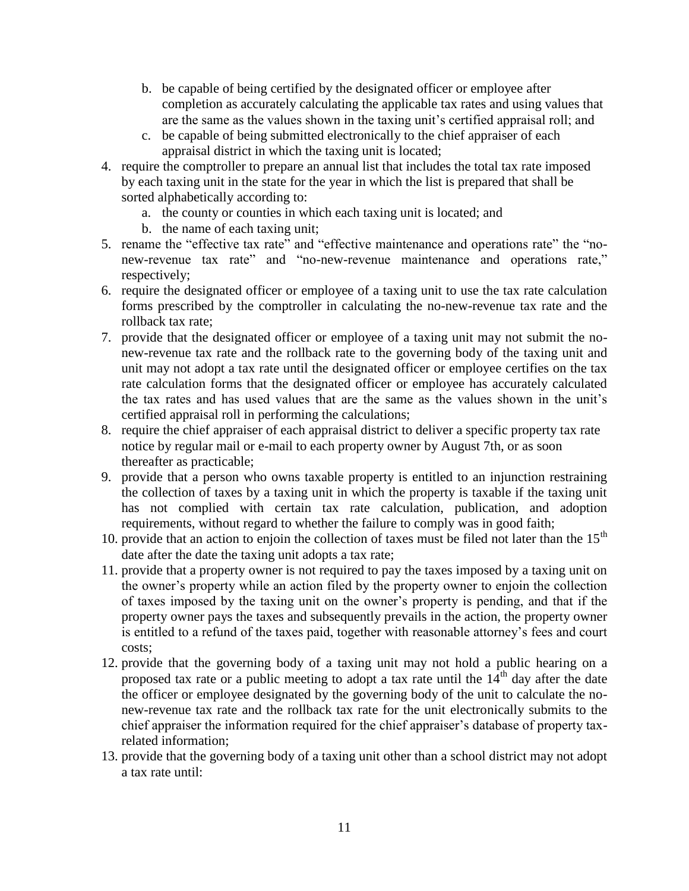b. be capable of being certified by the designated officer or employee after completion as accurately calculating the applicable tax rates and using values that are the same as the values shown in the taxing unit's certified appraisal roll; and
   c. be capable of being submitted electronically to the chief appraiser of each appraisal district in which the taxing unit is located;
4. require the comptroller to prepare an annual list that includes the total tax rate imposed by each taxing unit in the state for the year in which the list is prepared that shall be sorted alphabetically according to:
   a. the county or counties in which each taxing unit is located; and
   b. the name of each taxing unit;
5. rename the "effective tax rate" and "effective maintenance and operations rate" the "no-new-revenue tax rate" and "no-new-revenue maintenance and operations rate," respectively;
6. require the designated officer or employee of a taxing unit to use the tax rate calculation forms prescribed by the comptroller in calculating the no-new-revenue tax rate and the rollback tax rate;
7. provide that the designated officer or employee of a taxing unit may not submit the no-new-revenue tax rate and the rollback rate to the governing body of the taxing unit and unit may not adopt a tax rate until the designated officer or employee certifies on the tax rate calculation forms that the designated officer or employee has accurately calculated the tax rates and has used values that are the same as the values shown in the unit's certified appraisal roll in performing the calculations;
8. require the chief appraiser of each appraisal district to deliver a specific property tax rate notice by regular mail or e-mail to each property owner by August 7th, or as soon thereafter as practicable;
9. provide that a person who owns taxable property is entitled to an injunction restraining the collection of taxes by a taxing unit in which the property is taxable if the taxing unit has not complied with certain tax rate calculation, publication, and adoption requirements, without regard to whether the failure to comply was in good faith;
10. provide that an action to enjoin the collection of taxes must be filed not later than the 15th date after the date the taxing unit adopts a tax rate;
11. provide that a property owner is not required to pay the taxes imposed by a taxing unit on the owner's property while an action filed by the property owner to enjoin the collection of taxes imposed by the taxing unit on the owner's property is pending, and that if the property owner pays the taxes and subsequently prevails in the action, the property owner is entitled to a refund of the taxes paid, together with reasonable attorney's fees and court costs;
12. provide that the governing body of a taxing unit may not hold a public hearing on a proposed tax rate or a public meeting to adopt a tax rate until the 14th day after the date the officer or employee designated by the governing body of the unit to calculate the no-new-revenue tax rate and the rollback tax rate for the unit electronically submits to the chief appraiser the information required for the chief appraiser's database of property tax-related information;
13. provide that the governing body of a taxing unit other than a school district may not adopt a tax rate until: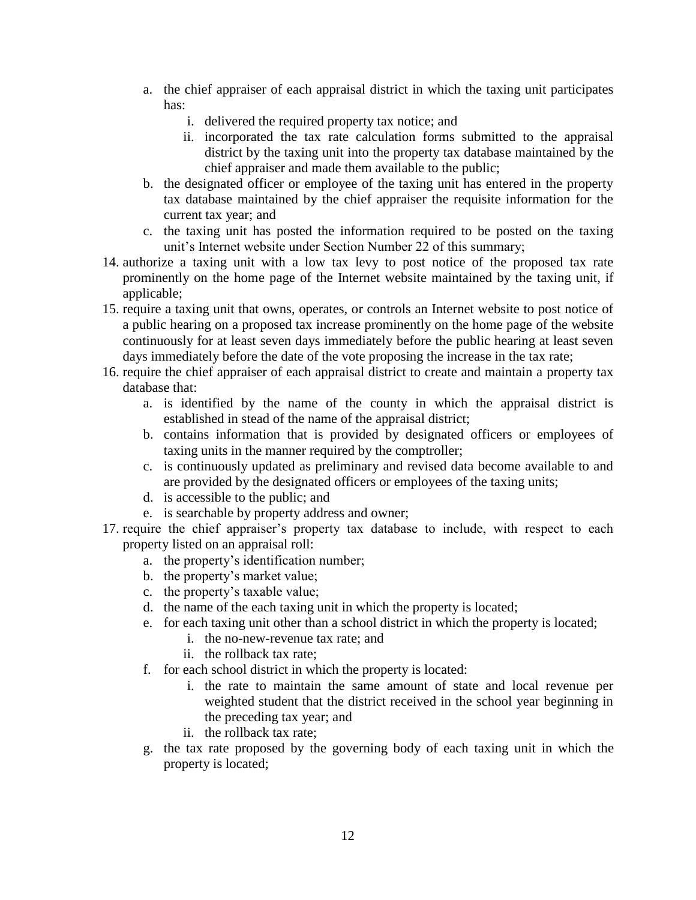a. the chief appraiser of each appraisal district in which the taxing unit participates has:
      i. delivered the required property tax notice; and
      ii. incorporated the tax rate calculation forms submitted to the appraisal district by the taxing unit into the property tax database maintained by the chief appraiser and made them available to the public;
   b. the designated officer or employee of the taxing unit has entered in the property tax database maintained by the chief appraiser the requisite information for the current tax year; and
   c. the taxing unit has posted the information required to be posted on the taxing unit's Internet website under Section Number 22 of this summary;

14. authorize a taxing unit with a low tax levy to post notice of the proposed tax rate prominently on the home page of the Internet website maintained by the taxing unit, if applicable;
15. require a taxing unit that owns, operates, or controls an Internet website to post notice of a public hearing on a proposed tax increase prominently on the home page of the website continuously for at least seven days immediately before the public hearing at least seven days immediately before the date of the vote proposing the increase in the tax rate;
16. require the chief appraiser of each appraisal district to create and maintain a property tax database that:
    a. is identified by the name of the county in which the appraisal district is established in stead of the name of the appraisal district;
    b. contains information that is provided by designated officers or employees of taxing units in the manner required by the comptroller;
    c. is continuously updated as preliminary and revised data become available to and are provided by the designated officers or employees of the taxing units;
    d. is accessible to the public; and
    e. is searchable by property address and owner;
17. require the chief appraiser's property tax database to include, with respect to each property listed on an appraisal roll:
    a. the property's identification number;
    b. the property's market value;
    c. the property's taxable value;
    d. the name of the each taxing unit in which the property is located;
    e. for each taxing unit other than a school district in which the property is located;
       i. the no-new-revenue tax rate; and
       ii. the rollback tax rate;
    f. for each school district in which the property is located:
       i. the rate to maintain the same amount of state and local revenue per weighted student that the district received in the school year beginning in the preceding tax year; and
       ii. the rollback tax rate;
    g. the tax rate proposed by the governing body of each taxing unit in which the property is located;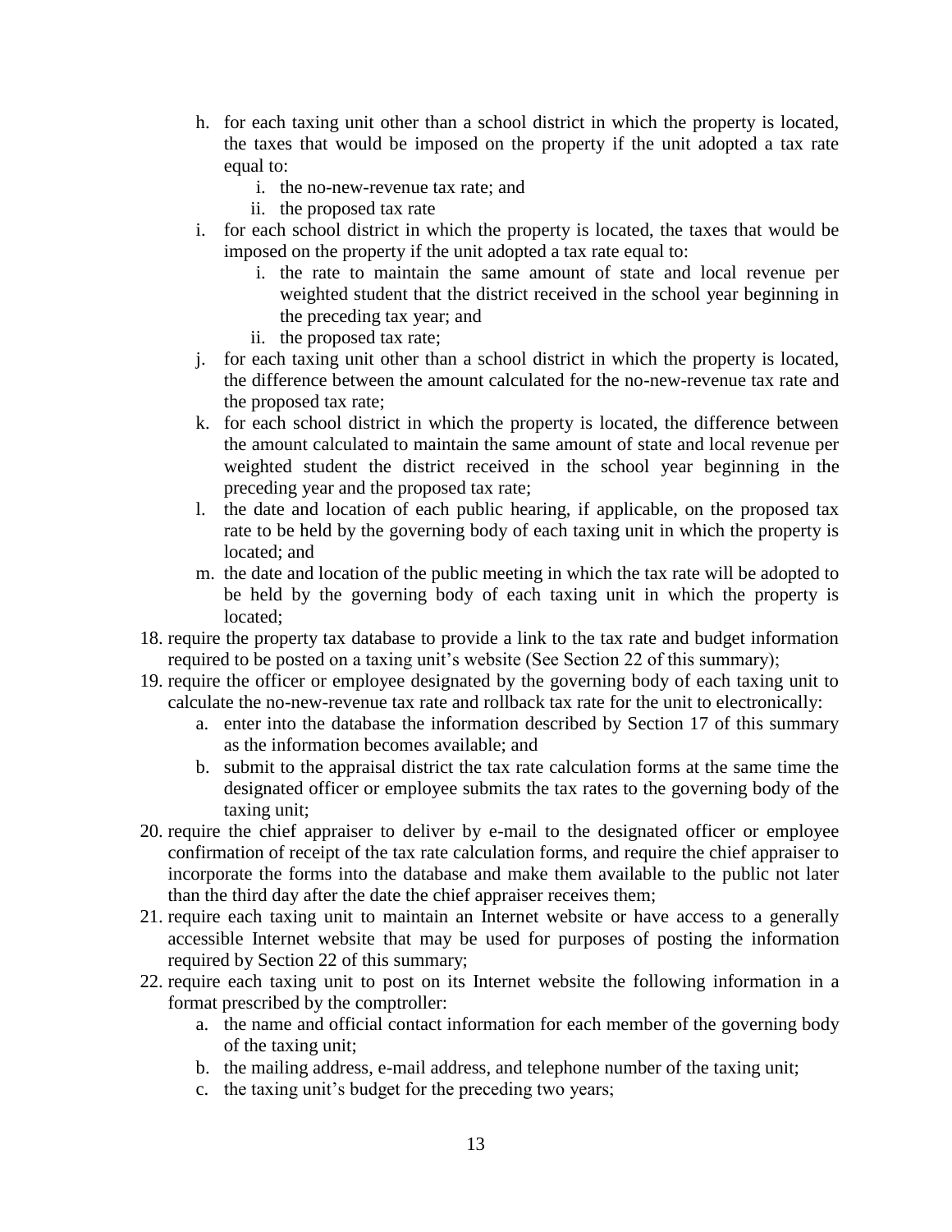h. for each taxing unit other than a school district in which the property is located, the taxes that would be imposed on the property if the unit adopted a tax rate equal to:
      i. the no-new-revenue tax rate; and
      ii. the proposed tax rate
   i. for each school district in which the property is located, the taxes that would be imposed on the property if the unit adopted a tax rate equal to:
      i. the rate to maintain the same amount of state and local revenue per weighted student that the district received in the school year beginning in the preceding tax year; and
      ii. the proposed tax rate;
   j. for each taxing unit other than a school district in which the property is located, the difference between the amount calculated for the no-new-revenue tax rate and the proposed tax rate;
   k. for each school district in which the property is located, the difference between the amount calculated to maintain the same amount of state and local revenue per weighted student the district received in the school year beginning in the preceding year and the proposed tax rate;
   l. the date and location of each public hearing, if applicable, on the proposed tax rate to be held by the governing body of each taxing unit in which the property is located; and
   m. the date and location of the public meeting in which the tax rate will be adopted to be held by the governing body of each taxing unit in which the property is located;

18. require the property tax database to provide a link to the tax rate and budget information required to be posted on a taxing unit's website (See Section 22 of this summary);
19. require the officer or employee designated by the governing body of each taxing unit to calculate the no-new-revenue tax rate and rollback tax rate for the unit to electronically:
    a. enter into the database the information described by Section 17 of this summary as the information becomes available; and
    b. submit to the appraisal district the tax rate calculation forms at the same time the designated officer or employee submits the tax rates to the governing body of the taxing unit;
20. require the chief appraiser to deliver by e-mail to the designated officer or employee confirmation of receipt of the tax rate calculation forms, and require the chief appraiser to incorporate the forms into the database and make them available to the public not later than the third day after the date the chief appraiser receives them;
21. require each taxing unit to maintain an Internet website or have access to a generally accessible Internet website that may be used for purposes of posting the information required by Section 22 of this summary;
22. require each taxing unit to post on its Internet website the following information in a format prescribed by the comptroller:
    a. the name and official contact information for each member of the governing body of the taxing unit;
    b. the mailing address, e-mail address, and telephone number of the taxing unit;
    c. the taxing unit's budget for the preceding two years;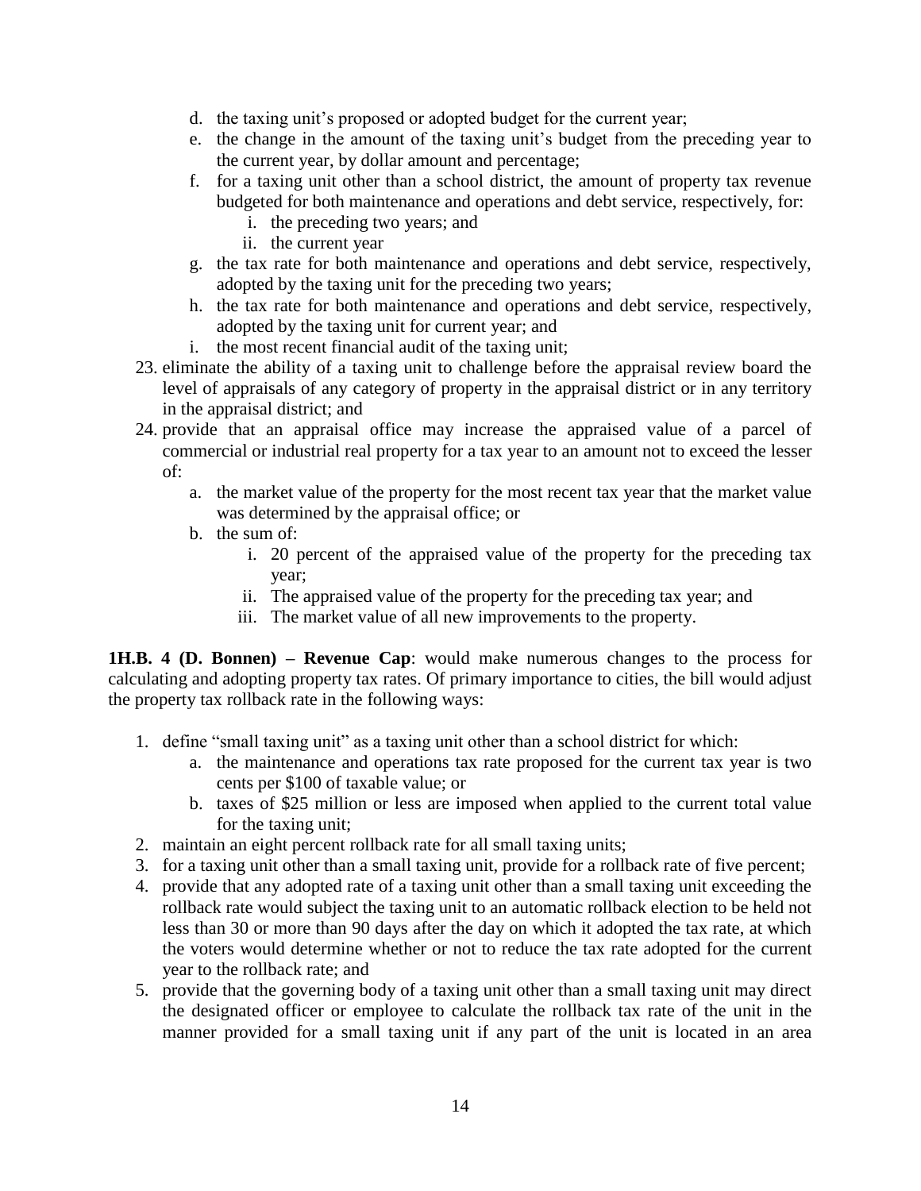d. the taxing unit's proposed or adopted budget for the current year;
   e. the change in the amount of the taxing unit's budget from the preceding year to the current year, by dollar amount and percentage;
   f. for a taxing unit other than a school district, the amount of property tax revenue budgeted for both maintenance and operations and debt service, respectively, for:
      i. the preceding two years; and
      ii. the current year
   g. the tax rate for both maintenance and operations and debt service, respectively, adopted by the taxing unit for the preceding two years;
   h. the tax rate for both maintenance and operations and debt service, respectively, adopted by the taxing unit for current year; and
   i. the most recent financial audit of the taxing unit;
23. eliminate the ability of a taxing unit to challenge before the appraisal review board the level of appraisals of any category of property in the appraisal district or in any territory in the appraisal district; and
24. provide that an appraisal office may increase the appraised value of a parcel of commercial or industrial real property for a tax year to an amount not to exceed the lesser of:
   a. the market value of the property for the most recent tax year that the market value was determined by the appraisal office; or
   b. the sum of:
      i. 20 percent of the appraised value of the property for the preceding tax year;
      ii. The appraised value of the property for the preceding tax year; and
      iii. The market value of all new improvements to the property.

**1H.B. 4 (D. Bonnen) – Revenue Cap**: would make numerous changes to the process for calculating and adopting property tax rates. Of primary importance to cities, the bill would adjust the property tax rollback rate in the following ways:

1. define "small taxing unit" as a taxing unit other than a school district for which:
   a. the maintenance and operations tax rate proposed for the current tax year is two cents per $100 of taxable value; or
   b. taxes of $25 million or less are imposed when applied to the current total value for the taxing unit;
2. maintain an eight percent rollback rate for all small taxing units;
3. for a taxing unit other than a small taxing unit, provide for a rollback rate of five percent;
4. provide that any adopted rate of a taxing unit other than a small taxing unit exceeding the rollback rate would subject the taxing unit to an automatic rollback election to be held not less than 30 or more than 90 days after the day on which it adopted the tax rate, at which the voters would determine whether or not to reduce the tax rate adopted for the current year to the rollback rate; and
5. provide that the governing body of a taxing unit other than a small taxing unit may direct the designated officer or employee to calculate the rollback tax rate of the unit in the manner provided for a small taxing unit if any part of the unit is located in an area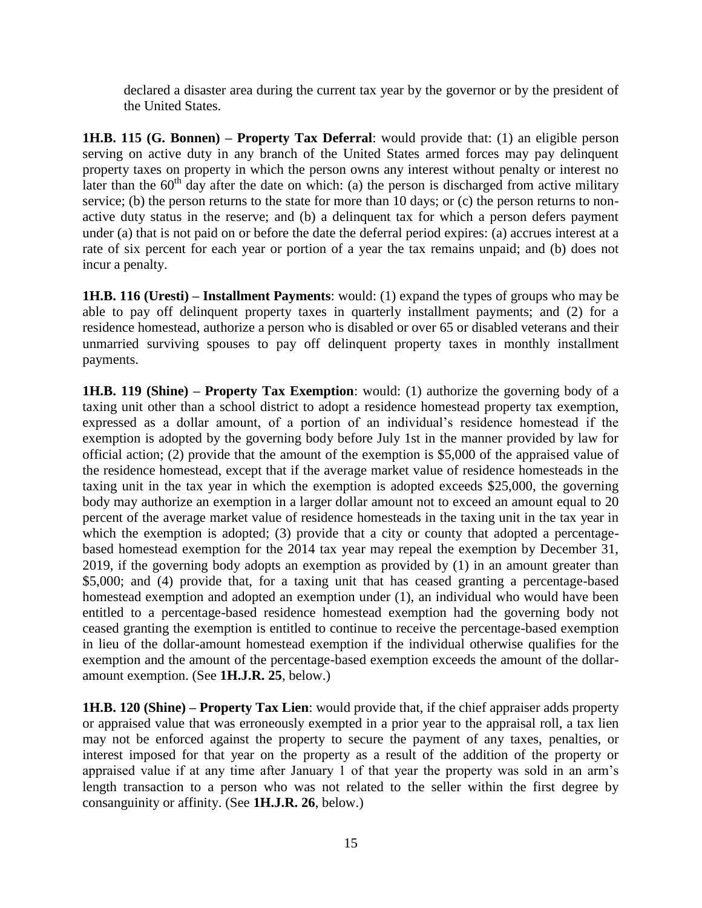declared a disaster area during the current tax year by the governor or by the president of the United States.

**1H.B. 115 (G. Bonnen) – Property Tax Deferral**: would provide that: (1) an eligible person serving on active duty in any branch of the United States armed forces may pay delinquent property taxes on property in which the person owns any interest without penalty or interest no later than the 60th day after the date on which: (a) the person is discharged from active military service; (b) the person returns to the state for more than 10 days; or (c) the person returns to non-active duty status in the reserve; and (b) a delinquent tax for which a person defers payment under (a) that is not paid on or before the date the deferral period expires: (a) accrues interest at a rate of six percent for each year or portion of a year the tax remains unpaid; and (b) does not incur a penalty.

**1H.B. 116 (Uresti) – Installment Payments**: would: (1) expand the types of groups who may be able to pay off delinquent property taxes in quarterly installment payments; and (2) for a residence homestead, authorize a person who is disabled or over 65 or disabled veterans and their unmarried surviving spouses to pay off delinquent property taxes in monthly installment payments.

**1H.B. 119 (Shine) – Property Tax Exemption**: would: (1) authorize the governing body of a taxing unit other than a school district to adopt a residence homestead property tax exemption, expressed as a dollar amount, of a portion of an individual's residence homestead if the exemption is adopted by the governing body before July 1st in the manner provided by law for official action; (2) provide that the amount of the exemption is $5,000 of the appraised value of the residence homestead, except that if the average market value of residence homesteads in the taxing unit in the tax year in which the exemption is adopted exceeds $25,000, the governing body may authorize an exemption in a larger dollar amount not to exceed an amount equal to 20 percent of the average market value of residence homesteads in the taxing unit in the tax year in which the exemption is adopted; (3) provide that a city or county that adopted a percentage-based homestead exemption for the 2014 tax year may repeal the exemption by December 31, 2019, if the governing body adopts an exemption as provided by (1) in an amount greater than $5,000; and (4) provide that, for a taxing unit that has ceased granting a percentage-based homestead exemption and adopted an exemption under (1), an individual who would have been entitled to a percentage-based residence homestead exemption had the governing body not ceased granting the exemption is entitled to continue to receive the percentage-based exemption in lieu of the dollar-amount homestead exemption if the individual otherwise qualifies for the exemption and the amount of the percentage-based exemption exceeds the amount of the dollar-amount exemption. (See **1H.J.R. 25**, below.)

**1H.B. 120 (Shine) – Property Tax Lien**: would provide that, if the chief appraiser adds property or appraised value that was erroneously exempted in a prior year to the appraisal roll, a tax lien may not be enforced against the property to secure the payment of any taxes, penalties, or interest imposed for that year on the property as a result of the addition of the property or appraised value if at any time after January 1 of that year the property was sold in an arm's length transaction to a person who was not related to the seller within the first degree by consanguinity or affinity. (See **1H.J.R. 26**, below.)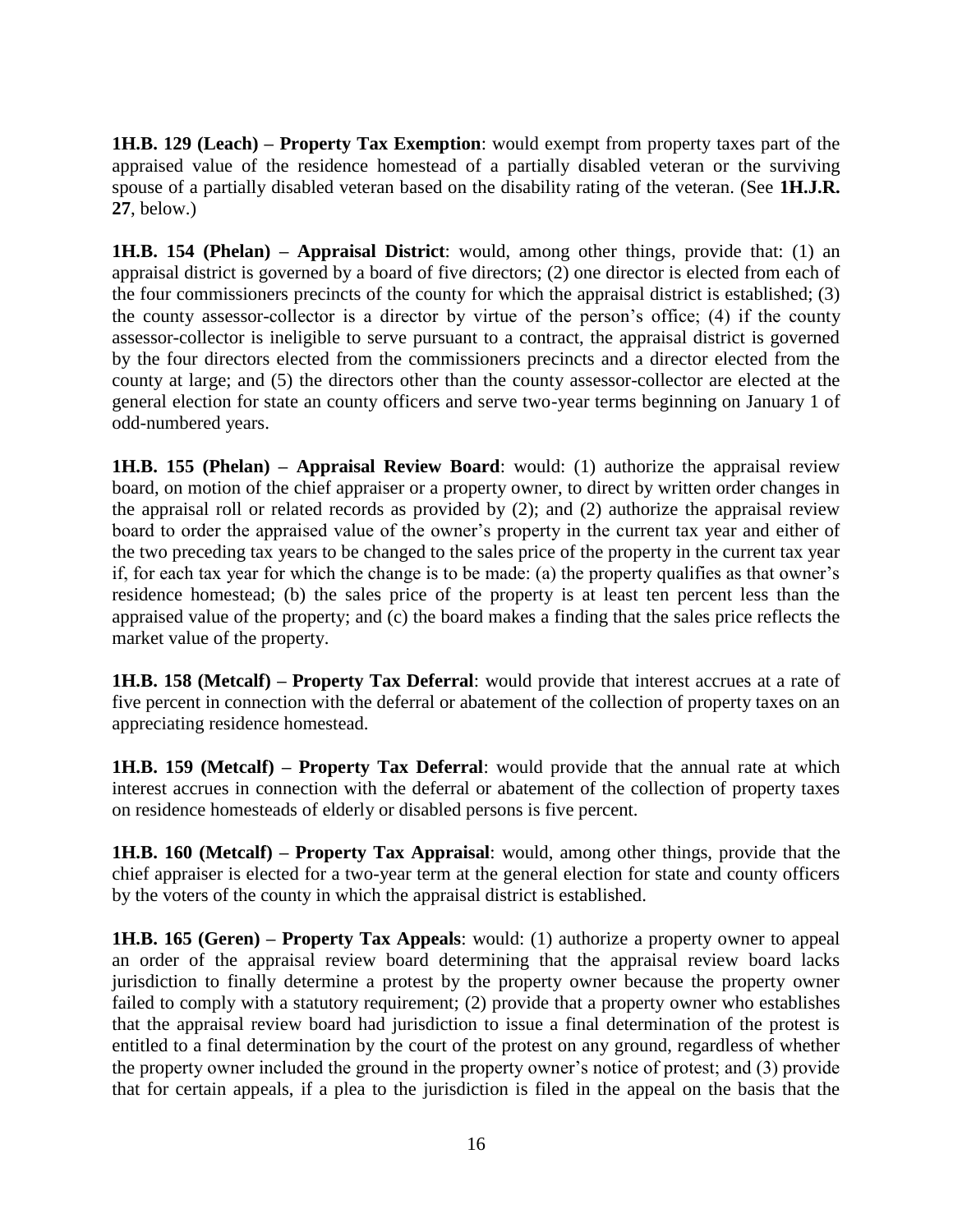**1H.B. 129 (Leach) – Property Tax Exemption**: would exempt from property taxes part of the appraised value of the residence homestead of a partially disabled veteran or the surviving spouse of a partially disabled veteran based on the disability rating of the veteran. (See **1H.J.R. 27**, below.)

**1H.B. 154 (Phelan) – Appraisal District**: would, among other things, provide that: (1) an appraisal district is governed by a board of five directors; (2) one director is elected from each of the four commissioners precincts of the county for which the appraisal district is established; (3) the county assessor-collector is a director by virtue of the person's office; (4) if the county assessor-collector is ineligible to serve pursuant to a contract, the appraisal district is governed by the four directors elected from the commissioners precincts and a director elected from the county at large; and (5) the directors other than the county assessor-collector are elected at the general election for state an county officers and serve two-year terms beginning on January 1 of odd-numbered years.

**1H.B. 155 (Phelan) – Appraisal Review Board**: would: (1) authorize the appraisal review board, on motion of the chief appraiser or a property owner, to direct by written order changes in the appraisal roll or related records as provided by (2); and (2) authorize the appraisal review board to order the appraised value of the owner's property in the current tax year and either of the two preceding tax years to be changed to the sales price of the property in the current tax year if, for each tax year for which the change is to be made: (a) the property qualifies as that owner's residence homestead; (b) the sales price of the property is at least ten percent less than the appraised value of the property; and (c) the board makes a finding that the sales price reflects the market value of the property.

**1H.B. 158 (Metcalf) – Property Tax Deferral**: would provide that interest accrues at a rate of five percent in connection with the deferral or abatement of the collection of property taxes on an appreciating residence homestead.

**1H.B. 159 (Metcalf) – Property Tax Deferral**: would provide that the annual rate at which interest accrues in connection with the deferral or abatement of the collection of property taxes on residence homesteads of elderly or disabled persons is five percent.

**1H.B. 160 (Metcalf) – Property Tax Appraisal**: would, among other things, provide that the chief appraiser is elected for a two-year term at the general election for state and county officers by the voters of the county in which the appraisal district is established.

**1H.B. 165 (Geren) – Property Tax Appeals**: would: (1) authorize a property owner to appeal an order of the appraisal review board determining that the appraisal review board lacks jurisdiction to finally determine a protest by the property owner because the property owner failed to comply with a statutory requirement; (2) provide that a property owner who establishes that the appraisal review board had jurisdiction to issue a final determination of the protest is entitled to a final determination by the court of the protest on any ground, regardless of whether the property owner included the ground in the property owner's notice of protest; and (3) provide that for certain appeals, if a plea to the jurisdiction is filed in the appeal on the basis that the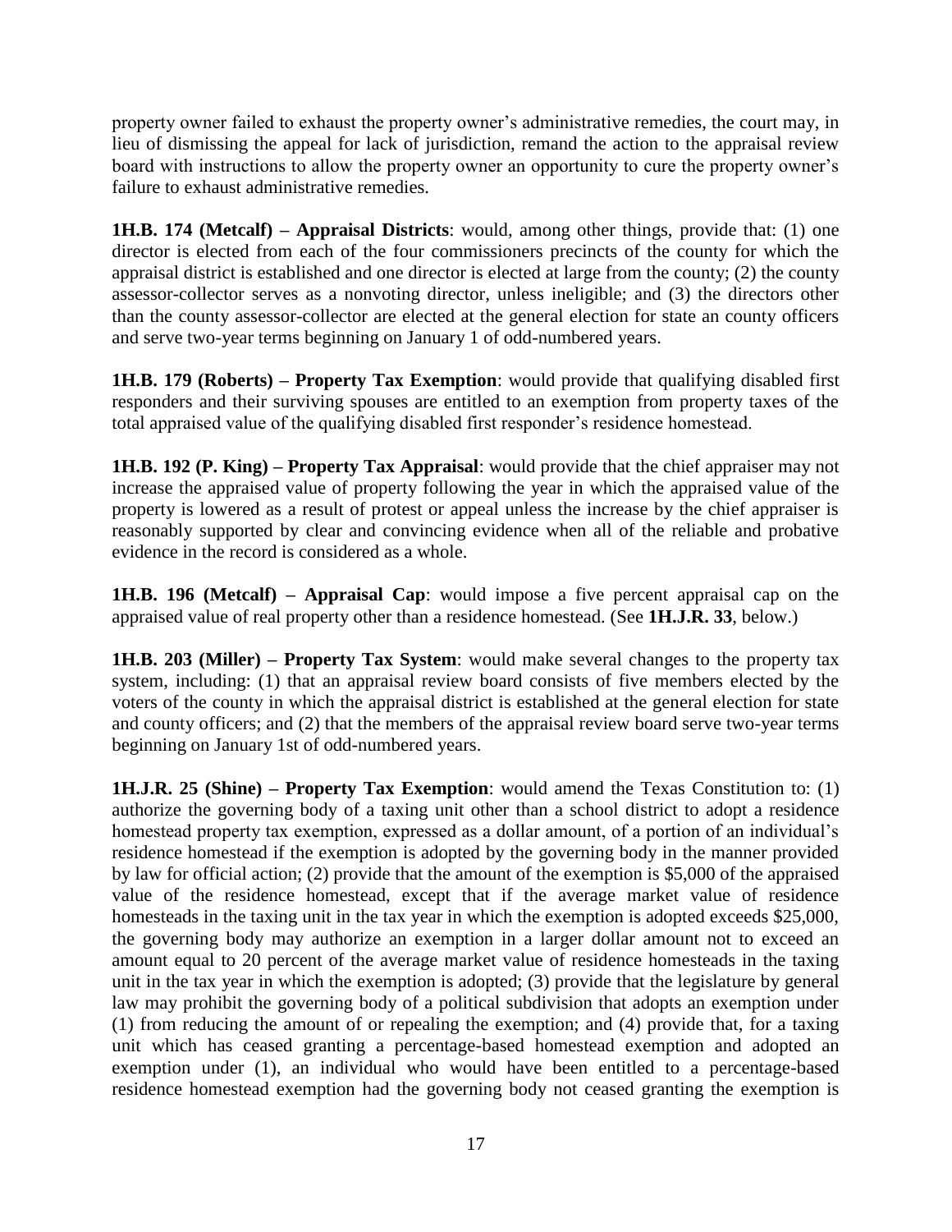property owner failed to exhaust the property owner's administrative remedies, the court may, in lieu of dismissing the appeal for lack of jurisdiction, remand the action to the appraisal review board with instructions to allow the property owner an opportunity to cure the property owner's failure to exhaust administrative remedies.

**1H.B. 174 (Metcalf) – Appraisal Districts**: would, among other things, provide that: (1) one director is elected from each of the four commissioners precincts of the county for which the appraisal district is established and one director is elected at large from the county; (2) the county assessor-collector serves as a nonvoting director, unless ineligible; and (3) the directors other than the county assessor-collector are elected at the general election for state an county officers and serve two-year terms beginning on January 1 of odd-numbered years.

**1H.B. 179 (Roberts) – Property Tax Exemption**: would provide that qualifying disabled first responders and their surviving spouses are entitled to an exemption from property taxes of the total appraised value of the qualifying disabled first responder's residence homestead.

**1H.B. 192 (P. King) – Property Tax Appraisal**: would provide that the chief appraiser may not increase the appraised value of property following the year in which the appraised value of the property is lowered as a result of protest or appeal unless the increase by the chief appraiser is reasonably supported by clear and convincing evidence when all of the reliable and probative evidence in the record is considered as a whole.

**1H.B. 196 (Metcalf) – Appraisal Cap**: would impose a five percent appraisal cap on the appraised value of real property other than a residence homestead. (See **1H.J.R. 33**, below.)

**1H.B. 203 (Miller) – Property Tax System**: would make several changes to the property tax system, including: (1) that an appraisal review board consists of five members elected by the voters of the county in which the appraisal district is established at the general election for state and county officers; and (2) that the members of the appraisal review board serve two-year terms beginning on January 1st of odd-numbered years.

**1H.J.R. 25 (Shine) – Property Tax Exemption**: would amend the Texas Constitution to: (1) authorize the governing body of a taxing unit other than a school district to adopt a residence homestead property tax exemption, expressed as a dollar amount, of a portion of an individual's residence homestead if the exemption is adopted by the governing body in the manner provided by law for official action; (2) provide that the amount of the exemption is $5,000 of the appraised value of the residence homestead, except that if the average market value of residence homesteads in the taxing unit in the tax year in which the exemption is adopted exceeds $25,000, the governing body may authorize an exemption in a larger dollar amount not to exceed an amount equal to 20 percent of the average market value of residence homesteads in the taxing unit in the tax year in which the exemption is adopted; (3) provide that the legislature by general law may prohibit the governing body of a political subdivision that adopts an exemption under (1) from reducing the amount of or repealing the exemption; and (4) provide that, for a taxing unit which has ceased granting a percentage-based homestead exemption and adopted an exemption under (1), an individual who would have been entitled to a percentage-based residence homestead exemption had the governing body not ceased granting the exemption is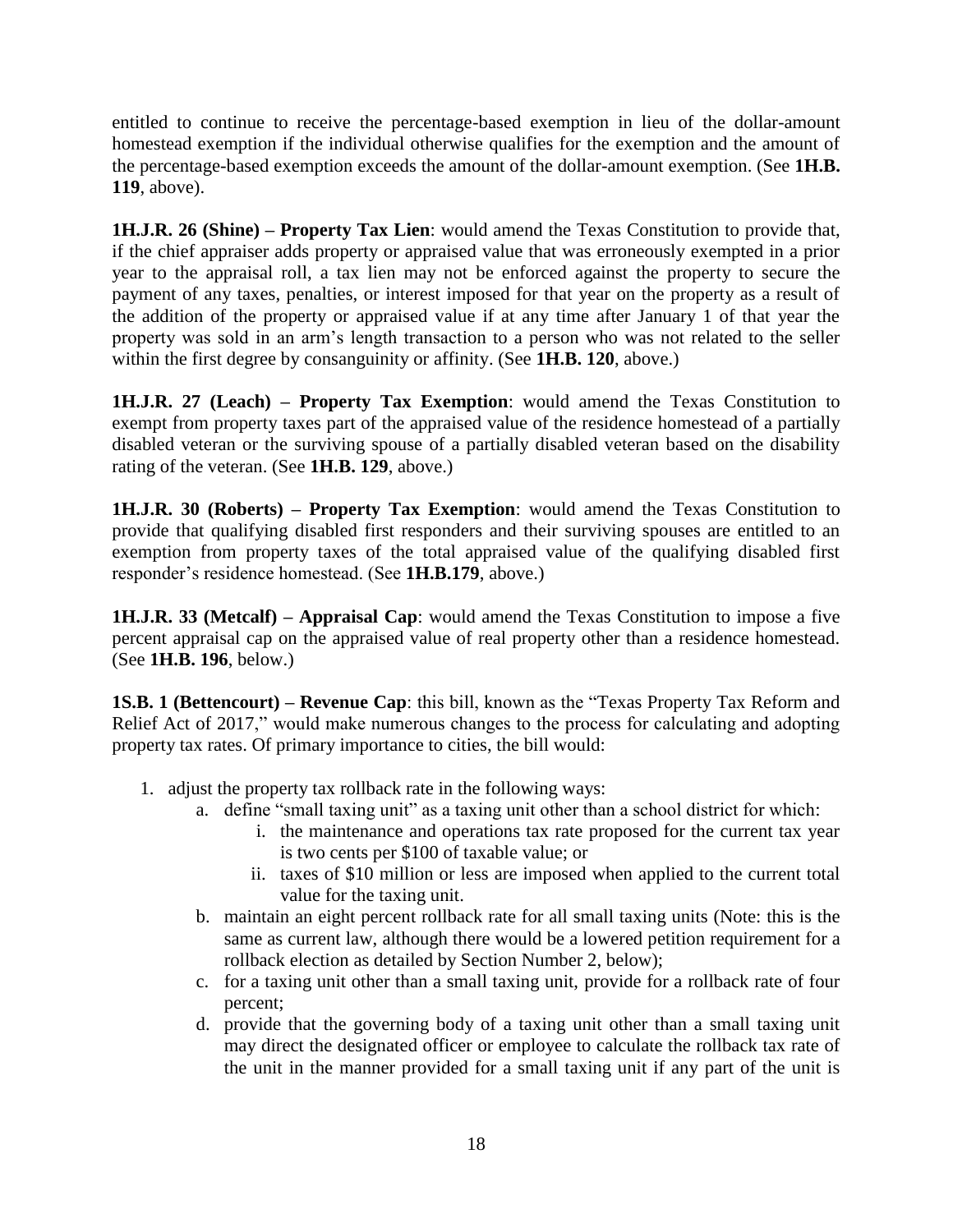entitled to continue to receive the percentage-based exemption in lieu of the dollar-amount homestead exemption if the individual otherwise qualifies for the exemption and the amount of the percentage-based exemption exceeds the amount of the dollar-amount exemption. (See **1H.B. 119**, above).

**1H.J.R. 26 (Shine) – Property Tax Lien**: would amend the Texas Constitution to provide that, if the chief appraiser adds property or appraised value that was erroneously exempted in a prior year to the appraisal roll, a tax lien may not be enforced against the property to secure the payment of any taxes, penalties, or interest imposed for that year on the property as a result of the addition of the property or appraised value if at any time after January 1 of that year the property was sold in an arm's length transaction to a person who was not related to the seller within the first degree by consanguinity or affinity. (See **1H.B. 120**, above.)

**1H.J.R. 27 (Leach) – Property Tax Exemption**: would amend the Texas Constitution to exempt from property taxes part of the appraised value of the residence homestead of a partially disabled veteran or the surviving spouse of a partially disabled veteran based on the disability rating of the veteran. (See **1H.B. 129**, above.)

**1H.J.R. 30 (Roberts) – Property Tax Exemption**: would amend the Texas Constitution to provide that qualifying disabled first responders and their surviving spouses are entitled to an exemption from property taxes of the total appraised value of the qualifying disabled first responder's residence homestead. (See **1H.B.179**, above.)

**1H.J.R. 33 (Metcalf) – Appraisal Cap**: would amend the Texas Constitution to impose a five percent appraisal cap on the appraised value of real property other than a residence homestead. (See **1H.B. 196**, below.)

**1S.B. 1 (Bettencourt) – Revenue Cap**: this bill, known as the "Texas Property Tax Reform and Relief Act of 2017," would make numerous changes to the process for calculating and adopting property tax rates. Of primary importance to cities, the bill would:

1. adjust the property tax rollback rate in the following ways:
    a. define "small taxing unit" as a taxing unit other than a school district for which:
        i. the maintenance and operations tax rate proposed for the current tax year is two cents per $100 of taxable value; or
        ii. taxes of $10 million or less are imposed when applied to the current total value for the taxing unit.
    b. maintain an eight percent rollback rate for all small taxing units (Note: this is the same as current law, although there would be a lowered petition requirement for a rollback election as detailed by Section Number 2, below);
    c. for a taxing unit other than a small taxing unit, provide for a rollback rate of four percent;
    d. provide that the governing body of a taxing unit other than a small taxing unit may direct the designated officer or employee to calculate the rollback tax rate of the unit in the manner provided for a small taxing unit if any part of the unit is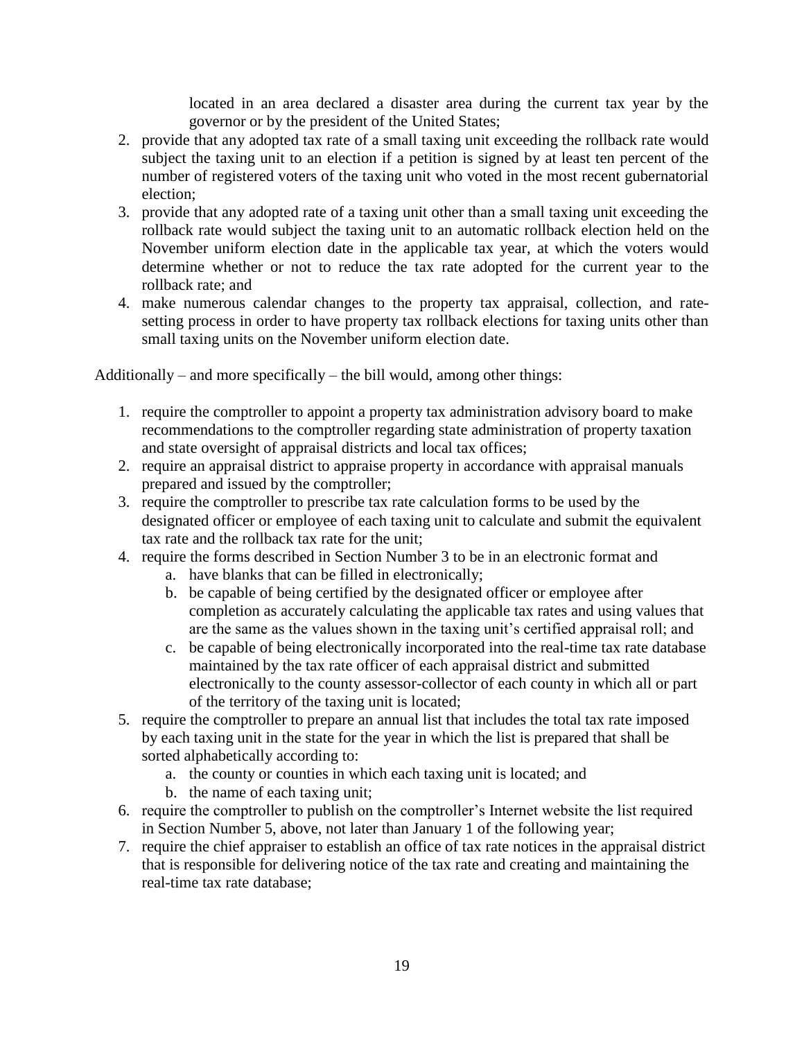located in an area declared a disaster area during the current tax year by the governor or by the president of the United States;

2. provide that any adopted tax rate of a small taxing unit exceeding the rollback rate would subject the taxing unit to an election if a petition is signed by at least ten percent of the number of registered voters of the taxing unit who voted in the most recent gubernatorial election;
3. provide that any adopted rate of a taxing unit other than a small taxing unit exceeding the rollback rate would subject the taxing unit to an automatic rollback election held on the November uniform election date in the applicable tax year, at which the voters would determine whether or not to reduce the tax rate adopted for the current year to the rollback rate; and
4. make numerous calendar changes to the property tax appraisal, collection, and rate-setting process in order to have property tax rollback elections for taxing units other than small taxing units on the November uniform election date.

Additionally – and more specifically – the bill would, among other things:

1. require the comptroller to appoint a property tax administration advisory board to make recommendations to the comptroller regarding state administration of property taxation and state oversight of appraisal districts and local tax offices;
2. require an appraisal district to appraise property in accordance with appraisal manuals prepared and issued by the comptroller;
3. require the comptroller to prescribe tax rate calculation forms to be used by the designated officer or employee of each taxing unit to calculate and submit the equivalent tax rate and the rollback tax rate for the unit;
4. require the forms described in Section Number 3 to be in an electronic format and
   a. have blanks that can be filled in electronically;
   b. be capable of being certified by the designated officer or employee after completion as accurately calculating the applicable tax rates and using values that are the same as the values shown in the taxing unit's certified appraisal roll; and
   c. be capable of being electronically incorporated into the real-time tax rate database maintained by the tax rate officer of each appraisal district and submitted electronically to the county assessor-collector of each county in which all or part of the territory of the taxing unit is located;
5. require the comptroller to prepare an annual list that includes the total tax rate imposed by each taxing unit in the state for the year in which the list is prepared that shall be sorted alphabetically according to:
   a. the county or counties in which each taxing unit is located; and
   b. the name of each taxing unit;
6. require the comptroller to publish on the comptroller's Internet website the list required in Section Number 5, above, not later than January 1 of the following year;
7. require the chief appraiser to establish an office of tax rate notices in the appraisal district that is responsible for delivering notice of the tax rate and creating and maintaining the real-time tax rate database;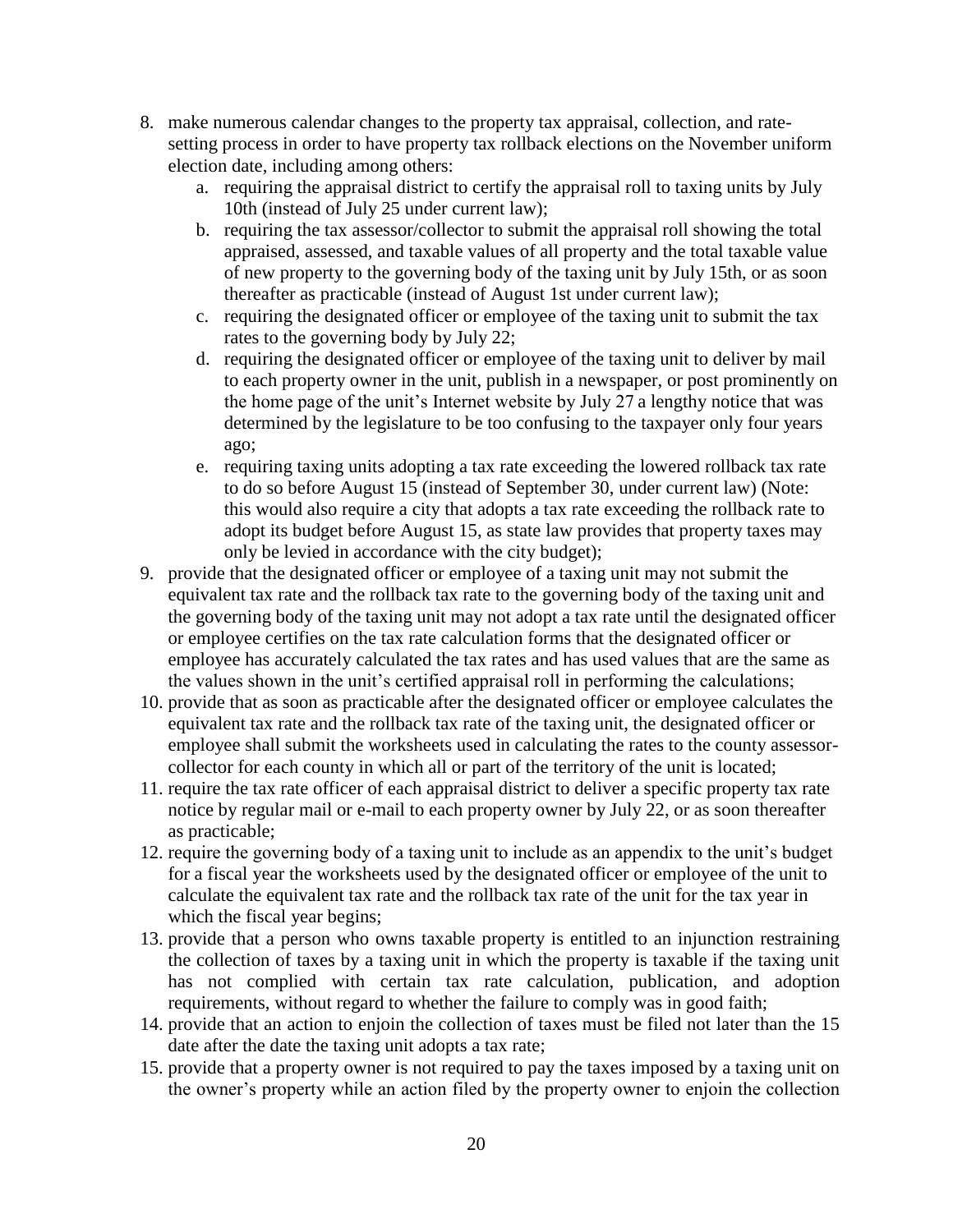8. make numerous calendar changes to the property tax appraisal, collection, and rate-setting process in order to have property tax rollback elections on the November uniform election date, including among others:
   a. requiring the appraisal district to certify the appraisal roll to taxing units by July 10th (instead of July 25 under current law);
   b. requiring the tax assessor/collector to submit the appraisal roll showing the total appraised, assessed, and taxable values of all property and the total taxable value of new property to the governing body of the taxing unit by July 15th, or as soon thereafter as practicable (instead of August 1st under current law);
   c. requiring the designated officer or employee of the taxing unit to submit the tax rates to the governing body by July 22;
   d. requiring the designated officer or employee of the taxing unit to deliver by mail to each property owner in the unit, publish in a newspaper, or post prominently on the home page of the unit's Internet website by July 27 a lengthy notice that was determined by the legislature to be too confusing to the taxpayer only four years ago;
   e. requiring taxing units adopting a tax rate exceeding the lowered rollback tax rate to do so before August 15 (instead of September 30, under current law) (Note: this would also require a city that adopts a tax rate exceeding the rollback rate to adopt its budget before August 15, as state law provides that property taxes may only be levied in accordance with the city budget);
9. provide that the designated officer or employee of a taxing unit may not submit the equivalent tax rate and the rollback tax rate to the governing body of the taxing unit and the governing body of the taxing unit may not adopt a tax rate until the designated officer or employee certifies on the tax rate calculation forms that the designated officer or employee has accurately calculated the tax rates and has used values that are the same as the values shown in the unit's certified appraisal roll in performing the calculations;
10. provide that as soon as practicable after the designated officer or employee calculates the equivalent tax rate and the rollback tax rate of the taxing unit, the designated officer or employee shall submit the worksheets used in calculating the rates to the county assessor-collector for each county in which all or part of the territory of the unit is located;
11. require the tax rate officer of each appraisal district to deliver a specific property tax rate notice by regular mail or e-mail to each property owner by July 22, or as soon thereafter as practicable;
12. require the governing body of a taxing unit to include as an appendix to the unit's budget for a fiscal year the worksheets used by the designated officer or employee of the unit to calculate the equivalent tax rate and the rollback tax rate of the unit for the tax year in which the fiscal year begins;
13. provide that a person who owns taxable property is entitled to an injunction restraining the collection of taxes by a taxing unit in which the property is taxable if the taxing unit has not complied with certain tax rate calculation, publication, and adoption requirements, without regard to whether the failure to comply was in good faith;
14. provide that an action to enjoin the collection of taxes must be filed not later than the 15 date after the date the taxing unit adopts a tax rate;
15. provide that a property owner is not required to pay the taxes imposed by a taxing unit on the owner's property while an action filed by the property owner to enjoin the collection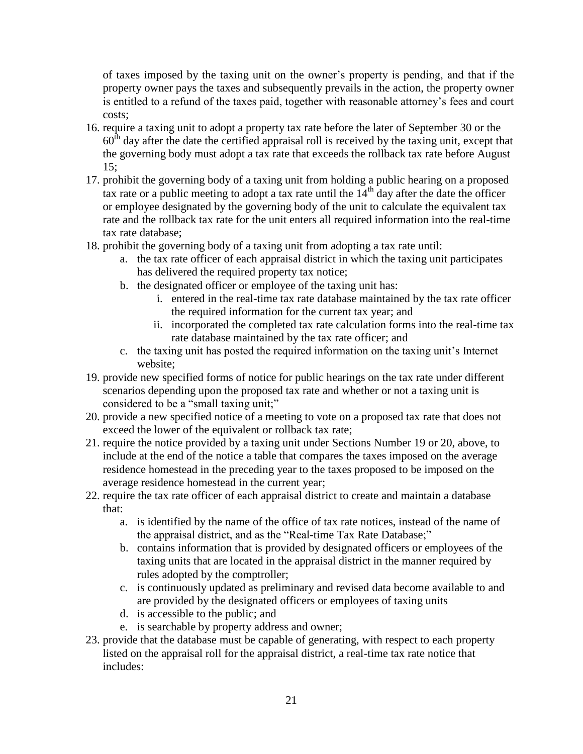of taxes imposed by the taxing unit on the owner's property is pending, and that if the property owner pays the taxes and subsequently prevails in the action, the property owner is entitled to a refund of the taxes paid, together with reasonable attorney's fees and court costs;

16. require a taxing unit to adopt a property tax rate before the later of September 30 or the 60th day after the date the certified appraisal roll is received by the taxing unit, except that the governing body must adopt a tax rate that exceeds the rollback tax rate before August 15;
17. prohibit the governing body of a taxing unit from holding a public hearing on a proposed tax rate or a public meeting to adopt a tax rate until the 14th day after the date the officer or employee designated by the governing body of the unit to calculate the equivalent tax rate and the rollback tax rate for the unit enters all required information into the real-time tax rate database;
18. prohibit the governing body of a taxing unit from adopting a tax rate until:
    a. the tax rate officer of each appraisal district in which the taxing unit participates has delivered the required property tax notice;
    b. the designated officer or employee of the taxing unit has:
        i. entered in the real-time tax rate database maintained by the tax rate officer the required information for the current tax year; and
        ii. incorporated the completed tax rate calculation forms into the real-time tax rate database maintained by the tax rate officer; and
    c. the taxing unit has posted the required information on the taxing unit's Internet website;
19. provide new specified forms of notice for public hearings on the tax rate under different scenarios depending upon the proposed tax rate and whether or not a taxing unit is considered to be a "small taxing unit;"
20. provide a new specified notice of a meeting to vote on a proposed tax rate that does not exceed the lower of the equivalent or rollback tax rate;
21. require the notice provided by a taxing unit under Sections Number 19 or 20, above, to include at the end of the notice a table that compares the taxes imposed on the average residence homestead in the preceding year to the taxes proposed to be imposed on the average residence homestead in the current year;
22. require the tax rate officer of each appraisal district to create and maintain a database that:
    a. is identified by the name of the office of tax rate notices, instead of the name of the appraisal district, and as the "Real-time Tax Rate Database;"
    b. contains information that is provided by designated officers or employees of the taxing units that are located in the appraisal district in the manner required by rules adopted by the comptroller;
    c. is continuously updated as preliminary and revised data become available to and are provided by the designated officers or employees of taxing units
    d. is accessible to the public; and
    e. is searchable by property address and owner;
23. provide that the database must be capable of generating, with respect to each property listed on the appraisal roll for the appraisal district, a real-time tax rate notice that includes: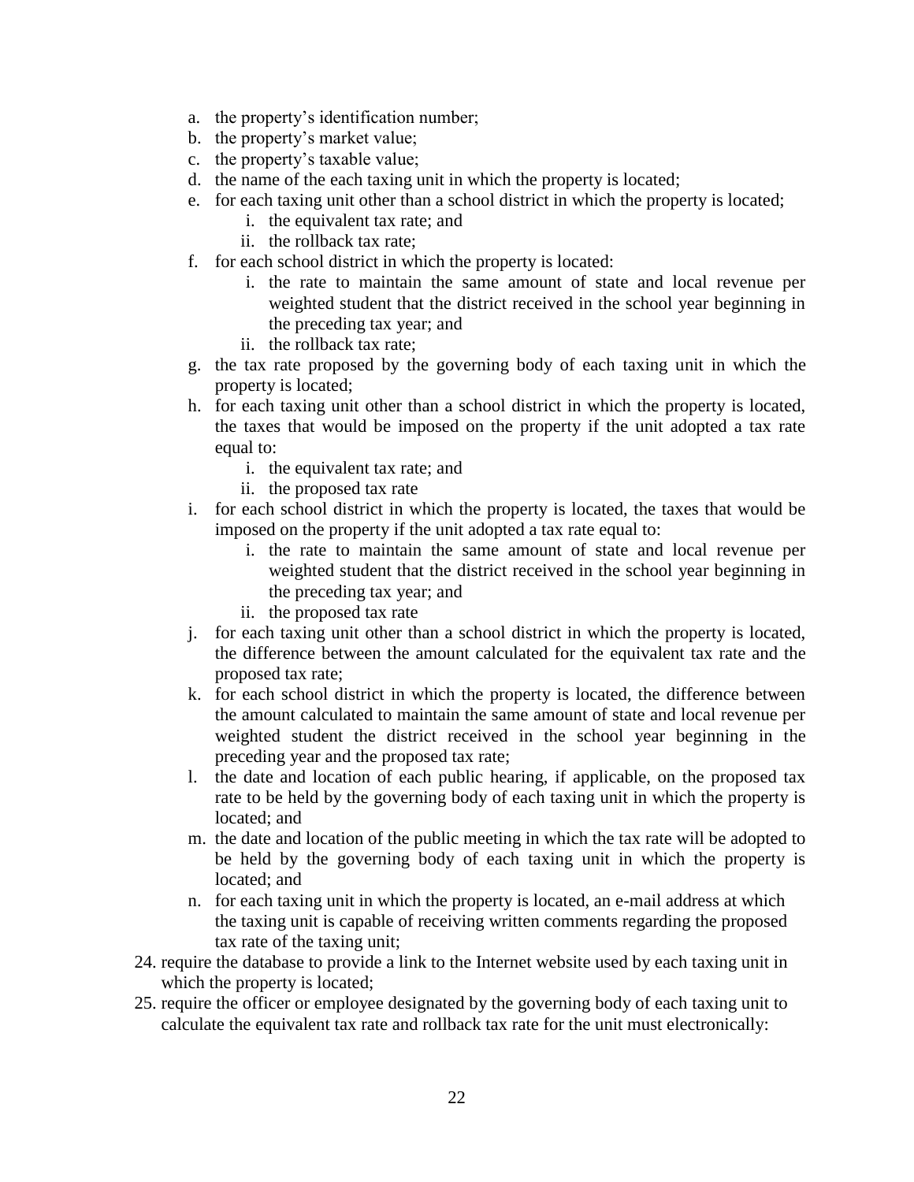a. the property's identification number;
   b. the property's market value;
   c. the property's taxable value;
   d. the name of the each taxing unit in which the property is located;
   e. for each taxing unit other than a school district in which the property is located;
      i. the equivalent tax rate; and
      ii. the rollback tax rate;
   f. for each school district in which the property is located:
      i. the rate to maintain the same amount of state and local revenue per weighted student that the district received in the school year beginning in the preceding tax year; and
      ii. the rollback tax rate;
   g. the tax rate proposed by the governing body of each taxing unit in which the property is located;
   h. for each taxing unit other than a school district in which the property is located, the taxes that would be imposed on the property if the unit adopted a tax rate equal to:
      i. the equivalent tax rate; and
      ii. the proposed tax rate
   i. for each school district in which the property is located, the taxes that would be imposed on the property if the unit adopted a tax rate equal to:
      i. the rate to maintain the same amount of state and local revenue per weighted student that the district received in the school year beginning in the preceding tax year; and
      ii. the proposed tax rate
   j. for each taxing unit other than a school district in which the property is located, the difference between the amount calculated for the equivalent tax rate and the proposed tax rate;
   k. for each school district in which the property is located, the difference between the amount calculated to maintain the same amount of state and local revenue per weighted student the district received in the school year beginning in the preceding year and the proposed tax rate;
   l. the date and location of each public hearing, if applicable, on the proposed tax rate to be held by the governing body of each taxing unit in which the property is located; and
   m. the date and location of the public meeting in which the tax rate will be adopted to be held by the governing body of each taxing unit in which the property is located; and
   n. for each taxing unit in which the property is located, an e-mail address at which the taxing unit is capable of receiving written comments regarding the proposed tax rate of the taxing unit;

24. require the database to provide a link to the Internet website used by each taxing unit in which the property is located;
25. require the officer or employee designated by the governing body of each taxing unit to calculate the equivalent tax rate and rollback tax rate for the unit must electronically: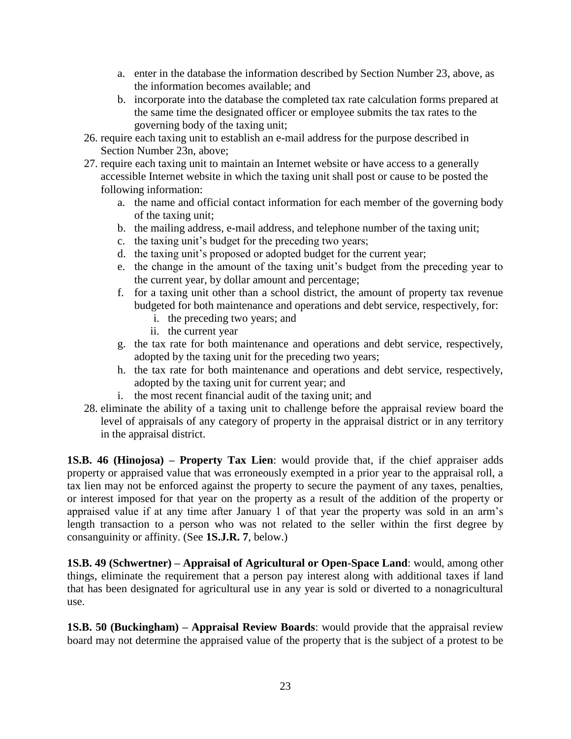a. enter in the database the information described by Section Number 23, above, as the information becomes available; and
   b. incorporate into the database the completed tax rate calculation forms prepared at the same time the designated officer or employee submits the tax rates to the governing body of the taxing unit;
26. require each taxing unit to establish an e-mail address for the purpose described in Section Number 23n, above;
27. require each taxing unit to maintain an Internet website or have access to a generally accessible Internet website in which the taxing unit shall post or cause to be posted the following information:
   a. the name and official contact information for each member of the governing body of the taxing unit;
   b. the mailing address, e-mail address, and telephone number of the taxing unit;
   c. the taxing unit's budget for the preceding two years;
   d. the taxing unit's proposed or adopted budget for the current year;
   e. the change in the amount of the taxing unit's budget from the preceding year to the current year, by dollar amount and percentage;
   f. for a taxing unit other than a school district, the amount of property tax revenue budgeted for both maintenance and operations and debt service, respectively, for:
      i. the preceding two years; and
      ii. the current year
   g. the tax rate for both maintenance and operations and debt service, respectively, adopted by the taxing unit for the preceding two years;
   h. the tax rate for both maintenance and operations and debt service, respectively, adopted by the taxing unit for current year; and
   i. the most recent financial audit of the taxing unit; and
28. eliminate the ability of a taxing unit to challenge before the appraisal review board the level of appraisals of any category of property in the appraisal district or in any territory in the appraisal district.

**1S.B. 46 (Hinojosa) – Property Tax Lien**: would provide that, if the chief appraiser adds property or appraised value that was erroneously exempted in a prior year to the appraisal roll, a tax lien may not be enforced against the property to secure the payment of any taxes, penalties, or interest imposed for that year on the property as a result of the addition of the property or appraised value if at any time after January 1 of that year the property was sold in an arm's length transaction to a person who was not related to the seller within the first degree by consanguinity or affinity. (See **1S.J.R. 7**, below.)

**1S.B. 49 (Schwertner) – Appraisal of Agricultural or Open-Space Land**: would, among other things, eliminate the requirement that a person pay interest along with additional taxes if land that has been designated for agricultural use in any year is sold or diverted to a nonagricultural use.

**1S.B. 50 (Buckingham) – Appraisal Review Boards**: would provide that the appraisal review board may not determine the appraised value of the property that is the subject of a protest to be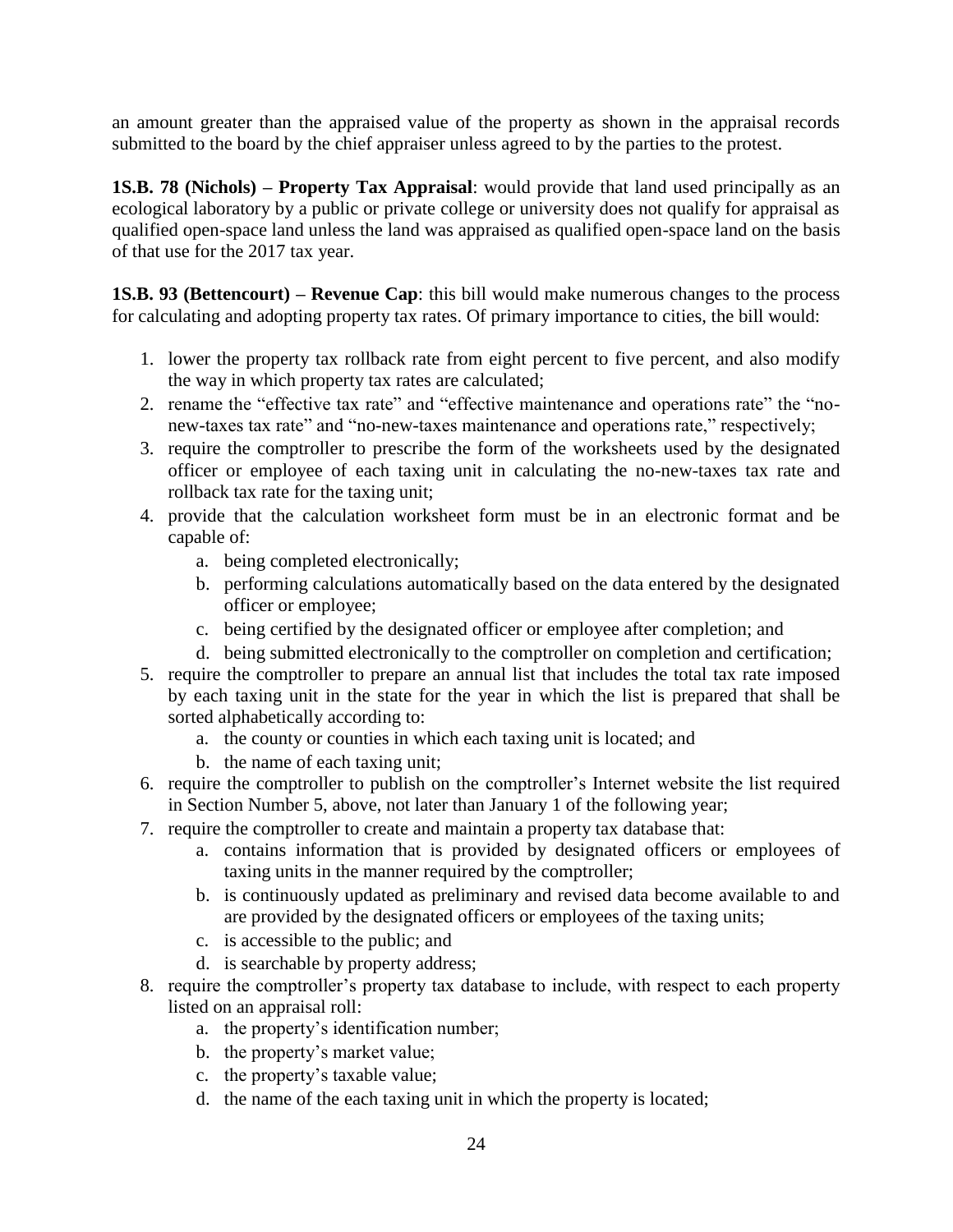an amount greater than the appraised value of the property as shown in the appraisal records submitted to the board by the chief appraiser unless agreed to by the parties to the protest.

**1S.B. 78 (Nichols) – Property Tax Appraisal**: would provide that land used principally as an ecological laboratory by a public or private college or university does not qualify for appraisal as qualified open-space land unless the land was appraised as qualified open-space land on the basis of that use for the 2017 tax year.

**1S.B. 93 (Bettencourt) – Revenue Cap**: this bill would make numerous changes to the process for calculating and adopting property tax rates. Of primary importance to cities, the bill would:

1. lower the property tax rollback rate from eight percent to five percent, and also modify the way in which property tax rates are calculated;
2. rename the "effective tax rate" and "effective maintenance and operations rate" the "no-new-taxes tax rate" and "no-new-taxes maintenance and operations rate," respectively;
3. require the comptroller to prescribe the form of the worksheets used by the designated officer or employee of each taxing unit in calculating the no-new-taxes tax rate and rollback tax rate for the taxing unit;
4. provide that the calculation worksheet form must be in an electronic format and be capable of:
   a. being completed electronically;
   b. performing calculations automatically based on the data entered by the designated officer or employee;
   c. being certified by the designated officer or employee after completion; and
   d. being submitted electronically to the comptroller on completion and certification;
5. require the comptroller to prepare an annual list that includes the total tax rate imposed by each taxing unit in the state for the year in which the list is prepared that shall be sorted alphabetically according to:
   a. the county or counties in which each taxing unit is located; and
   b. the name of each taxing unit;
6. require the comptroller to publish on the comptroller's Internet website the list required in Section Number 5, above, not later than January 1 of the following year;
7. require the comptroller to create and maintain a property tax database that:
   a. contains information that is provided by designated officers or employees of taxing units in the manner required by the comptroller;
   b. is continuously updated as preliminary and revised data become available to and are provided by the designated officers or employees of the taxing units;
   c. is accessible to the public; and
   d. is searchable by property address;
8. require the comptroller's property tax database to include, with respect to each property listed on an appraisal roll:
   a. the property's identification number;
   b. the property's market value;
   c. the property's taxable value;
   d. the name of the each taxing unit in which the property is located;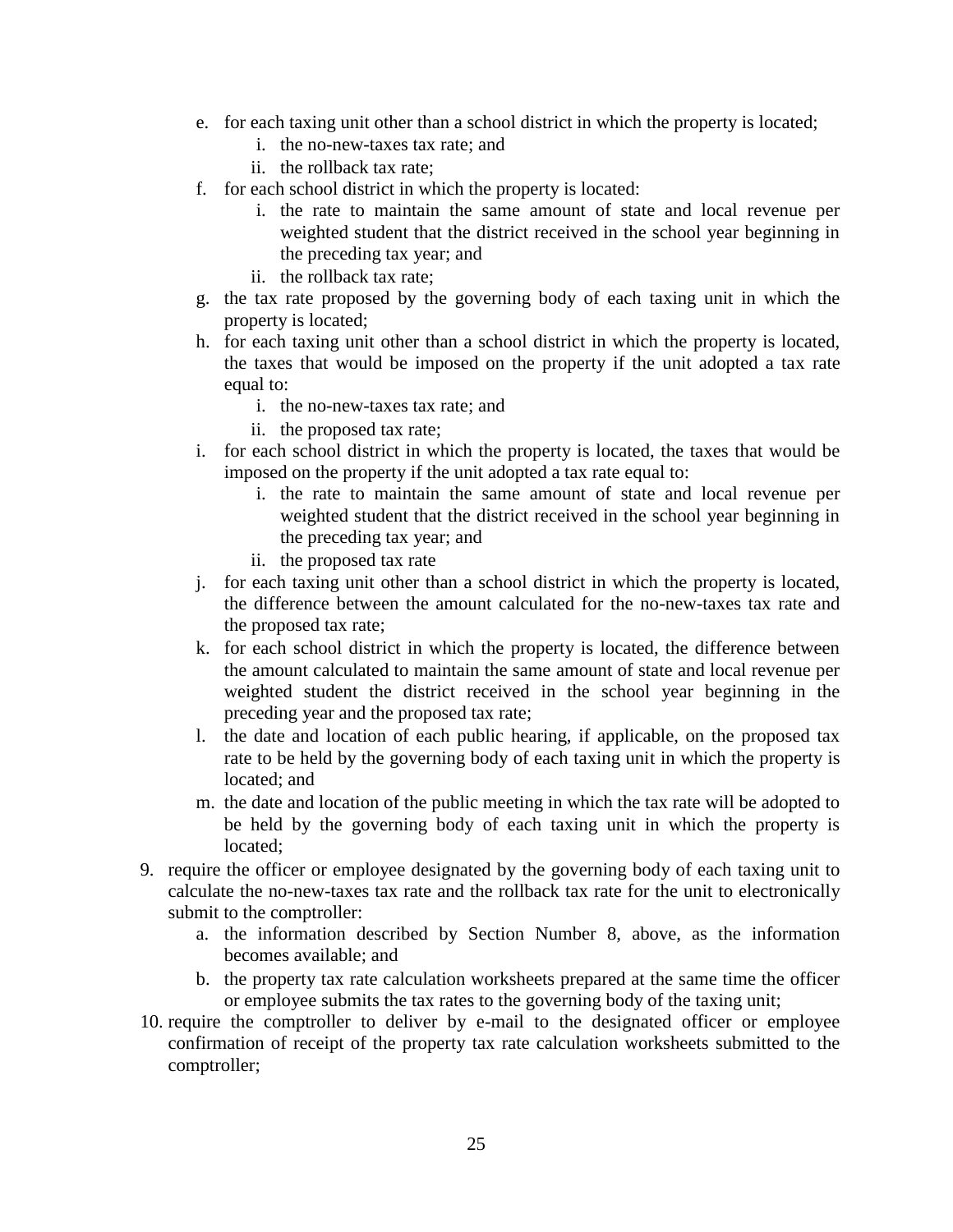e. for each taxing unit other than a school district in which the property is located;
      i. the no-new-taxes tax rate; and
      ii. the rollback tax rate;
   f. for each school district in which the property is located:
      i. the rate to maintain the same amount of state and local revenue per weighted student that the district received in the school year beginning in the preceding tax year; and
      ii. the rollback tax rate;
   g. the tax rate proposed by the governing body of each taxing unit in which the property is located;
   h. for each taxing unit other than a school district in which the property is located, the taxes that would be imposed on the property if the unit adopted a tax rate equal to:
      i. the no-new-taxes tax rate; and
      ii. the proposed tax rate;
   i. for each school district in which the property is located, the taxes that would be imposed on the property if the unit adopted a tax rate equal to:
      i. the rate to maintain the same amount of state and local revenue per weighted student that the district received in the school year beginning in the preceding tax year; and
      ii. the proposed tax rate
   j. for each taxing unit other than a school district in which the property is located, the difference between the amount calculated for the no-new-taxes tax rate and the proposed tax rate;
   k. for each school district in which the property is located, the difference between the amount calculated to maintain the same amount of state and local revenue per weighted student the district received in the school year beginning in the preceding year and the proposed tax rate;
   l. the date and location of each public hearing, if applicable, on the proposed tax rate to be held by the governing body of each taxing unit in which the property is located; and
   m. the date and location of the public meeting in which the tax rate will be adopted to be held by the governing body of each taxing unit in which the property is located;
9. require the officer or employee designated by the governing body of each taxing unit to calculate the no-new-taxes tax rate and the rollback tax rate for the unit to electronically submit to the comptroller:
   a. the information described by Section Number 8, above, as the information becomes available; and
   b. the property tax rate calculation worksheets prepared at the same time the officer or employee submits the tax rates to the governing body of the taxing unit;
10. require the comptroller to deliver by e-mail to the designated officer or employee confirmation of receipt of the property tax rate calculation worksheets submitted to the comptroller;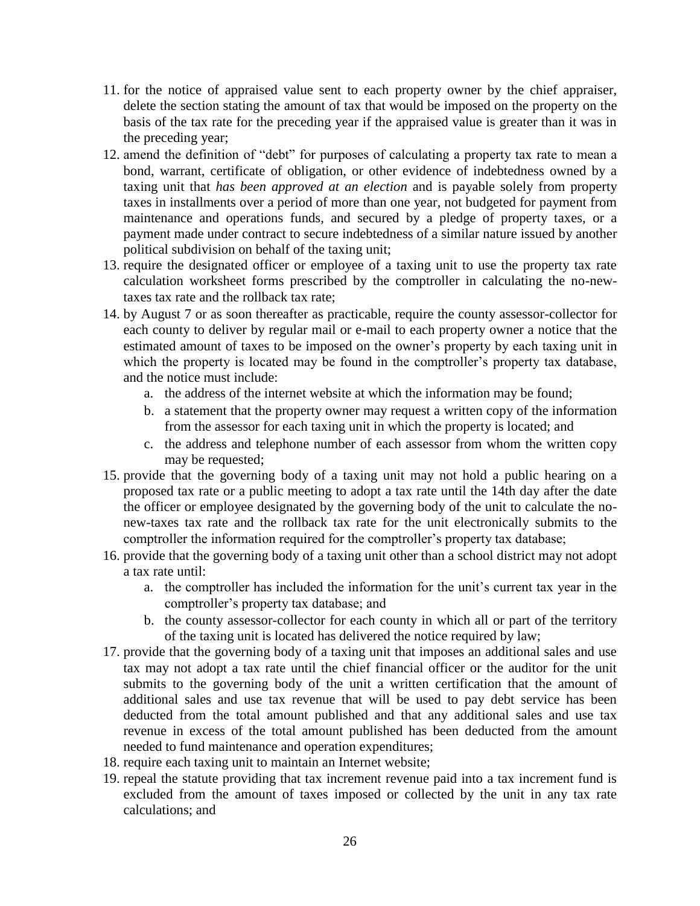11. for the notice of appraised value sent to each property owner by the chief appraiser, delete the section stating the amount of tax that would be imposed on the property on the basis of the tax rate for the preceding year if the appraised value is greater than it was in the preceding year;
12. amend the definition of "debt" for purposes of calculating a property tax rate to mean a bond, warrant, certificate of obligation, or other evidence of indebtedness owned by a taxing unit that *has been approved at an election* and is payable solely from property taxes in installments over a period of more than one year, not budgeted for payment from maintenance and operations funds, and secured by a pledge of property taxes, or a payment made under contract to secure indebtedness of a similar nature issued by another political subdivision on behalf of the taxing unit;
13. require the designated officer or employee of a taxing unit to use the property tax rate calculation worksheet forms prescribed by the comptroller in calculating the no-new-taxes tax rate and the rollback tax rate;
14. by August 7 or as soon thereafter as practicable, require the county assessor-collector for each county to deliver by regular mail or e-mail to each property owner a notice that the estimated amount of taxes to be imposed on the owner's property by each taxing unit in which the property is located may be found in the comptroller's property tax database, and the notice must include:
    a. the address of the internet website at which the information may be found;
    b. a statement that the property owner may request a written copy of the information from the assessor for each taxing unit in which the property is located; and
    c. the address and telephone number of each assessor from whom the written copy may be requested;
15. provide that the governing body of a taxing unit may not hold a public hearing on a proposed tax rate or a public meeting to adopt a tax rate until the 14th day after the date the officer or employee designated by the governing body of the unit to calculate the no-new-taxes tax rate and the rollback tax rate for the unit electronically submits to the comptroller the information required for the comptroller's property tax database;
16. provide that the governing body of a taxing unit other than a school district may not adopt a tax rate until:
    a. the comptroller has included the information for the unit's current tax year in the comptroller's property tax database; and
    b. the county assessor-collector for each county in which all or part of the territory of the taxing unit is located has delivered the notice required by law;
17. provide that the governing body of a taxing unit that imposes an additional sales and use tax may not adopt a tax rate until the chief financial officer or the auditor for the unit submits to the governing body of the unit a written certification that the amount of additional sales and use tax revenue that will be used to pay debt service has been deducted from the total amount published and that any additional sales and use tax revenue in excess of the total amount published has been deducted from the amount needed to fund maintenance and operation expenditures;
18. require each taxing unit to maintain an Internet website;
19. repeal the statute providing that tax increment revenue paid into a tax increment fund is excluded from the amount of taxes imposed or collected by the unit in any tax rate calculations; and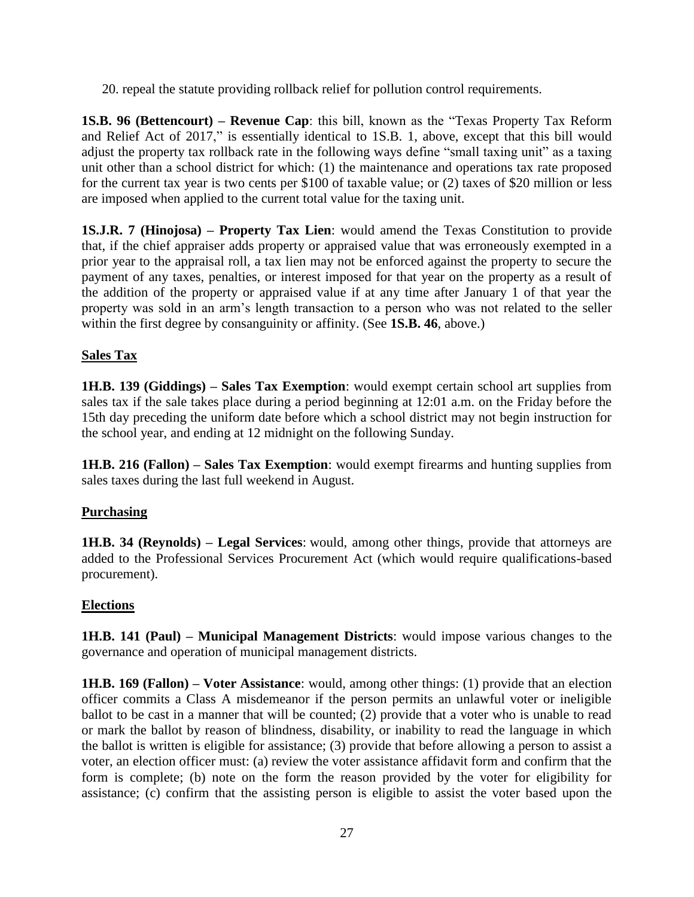20. repeal the statute providing rollback relief for pollution control requirements.

**1S.B. 96 (Bettencourt) – Revenue Cap**: this bill, known as the "Texas Property Tax Reform and Relief Act of 2017," is essentially identical to 1S.B. 1, above, except that this bill would adjust the property tax rollback rate in the following ways define "small taxing unit" as a taxing unit other than a school district for which: (1) the maintenance and operations tax rate proposed for the current tax year is two cents per $100 of taxable value; or (2) taxes of $20 million or less are imposed when applied to the current total value for the taxing unit.

**1S.J.R. 7 (Hinojosa) – Property Tax Lien**: would amend the Texas Constitution to provide that, if the chief appraiser adds property or appraised value that was erroneously exempted in a prior year to the appraisal roll, a tax lien may not be enforced against the property to secure the payment of any taxes, penalties, or interest imposed for that year on the property as a result of the addition of the property or appraised value if at any time after January 1 of that year the property was sold in an arm's length transaction to a person who was not related to the seller within the first degree by consanguinity or affinity. (See **1S.B. 46**, above.)

## Sales Tax

**1H.B. 139 (Giddings) – Sales Tax Exemption**: would exempt certain school art supplies from sales tax if the sale takes place during a period beginning at 12:01 a.m. on the Friday before the 15th day preceding the uniform date before which a school district may not begin instruction for the school year, and ending at 12 midnight on the following Sunday.

**1H.B. 216 (Fallon) – Sales Tax Exemption**: would exempt firearms and hunting supplies from sales taxes during the last full weekend in August.

## Purchasing

**1H.B. 34 (Reynolds) – Legal Services**: would, among other things, provide that attorneys are added to the Professional Services Procurement Act (which would require qualifications-based procurement).

## Elections

**1H.B. 141 (Paul) – Municipal Management Districts**: would impose various changes to the governance and operation of municipal management districts.

**1H.B. 169 (Fallon) – Voter Assistance**: would, among other things: (1) provide that an election officer commits a Class A misdemeanor if the person permits an unlawful voter or ineligible ballot to be cast in a manner that will be counted; (2) provide that a voter who is unable to read or mark the ballot by reason of blindness, disability, or inability to read the language in which the ballot is written is eligible for assistance; (3) provide that before allowing a person to assist a voter, an election officer must: (a) review the voter assistance affidavit form and confirm that the form is complete; (b) note on the form the reason provided by the voter for eligibility for assistance; (c) confirm that the assisting person is eligible to assist the voter based upon the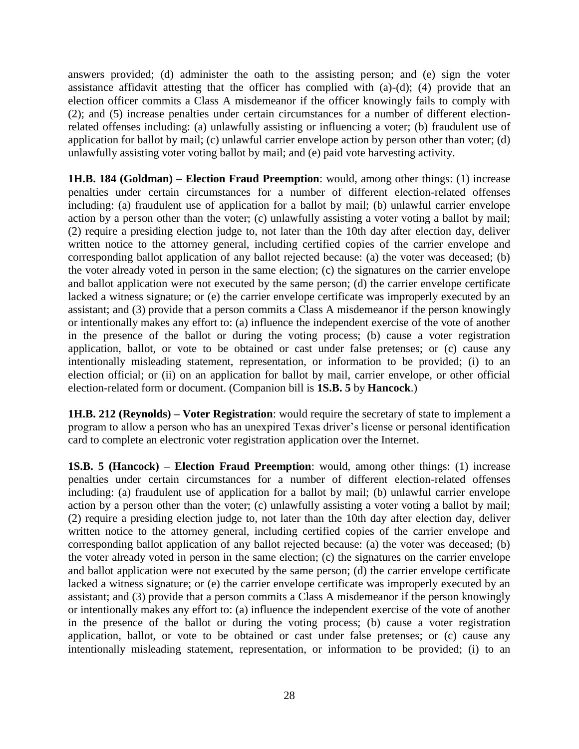answers provided; (d) administer the oath to the assisting person; and (e) sign the voter assistance affidavit attesting that the officer has complied with (a)-(d); (4) provide that an election officer commits a Class A misdemeanor if the officer knowingly fails to comply with (2); and (5) increase penalties under certain circumstances for a number of different election-related offenses including: (a) unlawfully assisting or influencing a voter; (b) fraudulent use of application for ballot by mail; (c) unlawful carrier envelope action by person other than voter; (d) unlawfully assisting voter voting ballot by mail; and (e) paid vote harvesting activity.

**1H.B. 184 (Goldman) – Election Fraud Preemption**: would, among other things: (1) increase penalties under certain circumstances for a number of different election-related offenses including: (a) fraudulent use of application for a ballot by mail; (b) unlawful carrier envelope action by a person other than the voter; (c) unlawfully assisting a voter voting a ballot by mail; (2) require a presiding election judge to, not later than the 10th day after election day, deliver written notice to the attorney general, including certified copies of the carrier envelope and corresponding ballot application of any ballot rejected because: (a) the voter was deceased; (b) the voter already voted in person in the same election; (c) the signatures on the carrier envelope and ballot application were not executed by the same person; (d) the carrier envelope certificate lacked a witness signature; or (e) the carrier envelope certificate was improperly executed by an assistant; and (3) provide that a person commits a Class A misdemeanor if the person knowingly or intentionally makes any effort to: (a) influence the independent exercise of the vote of another in the presence of the ballot or during the voting process; (b) cause a voter registration application, ballot, or vote to be obtained or cast under false pretenses; or (c) cause any intentionally misleading statement, representation, or information to be provided; (i) to an election official; or (ii) on an application for ballot by mail, carrier envelope, or other official election-related form or document. (Companion bill is **1S.B. 5** by **Hancock**.)

**1H.B. 212 (Reynolds) – Voter Registration**: would require the secretary of state to implement a program to allow a person who has an unexpired Texas driver's license or personal identification card to complete an electronic voter registration application over the Internet.

**1S.B. 5 (Hancock) – Election Fraud Preemption**: would, among other things: (1) increase penalties under certain circumstances for a number of different election-related offenses including: (a) fraudulent use of application for a ballot by mail; (b) unlawful carrier envelope action by a person other than the voter; (c) unlawfully assisting a voter voting a ballot by mail; (2) require a presiding election judge to, not later than the 10th day after election day, deliver written notice to the attorney general, including certified copies of the carrier envelope and corresponding ballot application of any ballot rejected because: (a) the voter was deceased; (b) the voter already voted in person in the same election; (c) the signatures on the carrier envelope and ballot application were not executed by the same person; (d) the carrier envelope certificate lacked a witness signature; or (e) the carrier envelope certificate was improperly executed by an assistant; and (3) provide that a person commits a Class A misdemeanor if the person knowingly or intentionally makes any effort to: (a) influence the independent exercise of the vote of another in the presence of the ballot or during the voting process; (b) cause a voter registration application, ballot, or vote to be obtained or cast under false pretenses; or (c) cause any intentionally misleading statement, representation, or information to be provided; (i) to an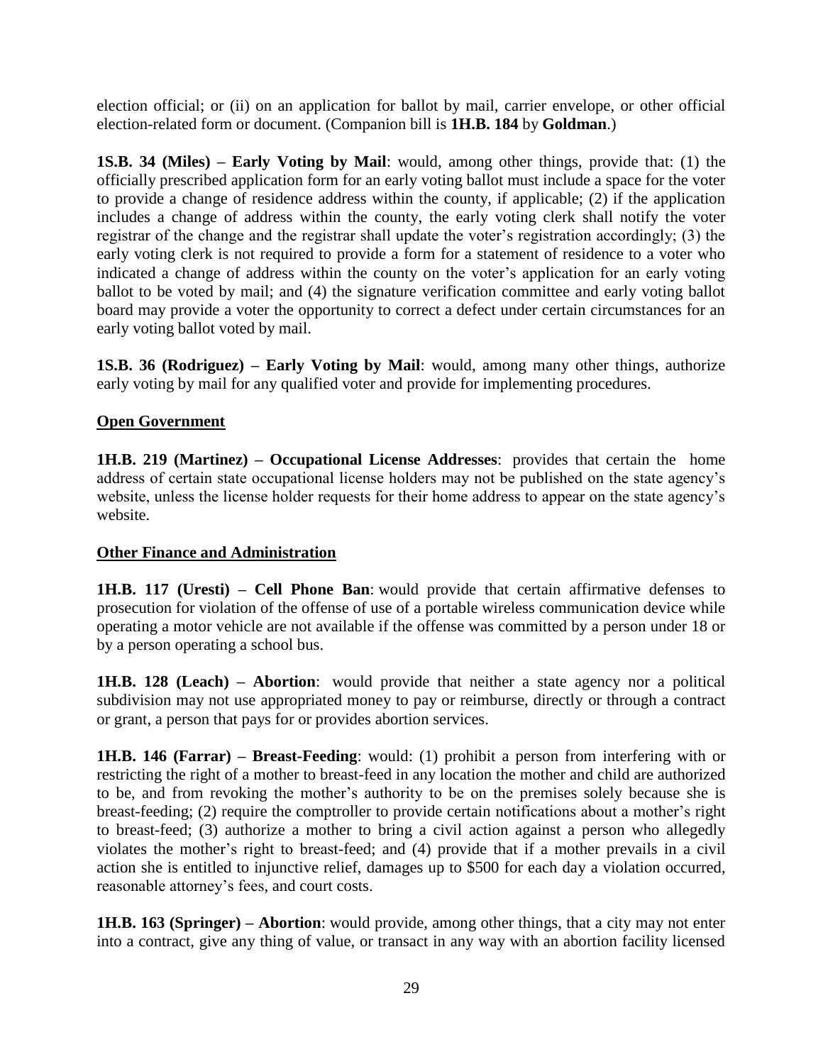election official; or (ii) on an application for ballot by mail, carrier envelope, or other official election-related form or document. (Companion bill is **1H.B. 184** by **Goldman**.)

**1S.B. 34 (Miles) – Early Voting by Mail**: would, among other things, provide that: (1) the officially prescribed application form for an early voting ballot must include a space for the voter to provide a change of residence address within the county, if applicable; (2) if the application includes a change of address within the county, the early voting clerk shall notify the voter registrar of the change and the registrar shall update the voter's registration accordingly; (3) the early voting clerk is not required to provide a form for a statement of residence to a voter who indicated a change of address within the county on the voter's application for an early voting ballot to be voted by mail; and (4) the signature verification committee and early voting ballot board may provide a voter the opportunity to correct a defect under certain circumstances for an early voting ballot voted by mail.

**1S.B. 36 (Rodriguez) – Early Voting by Mail**: would, among many other things, authorize early voting by mail for any qualified voter and provide for implementing procedures.

**Open Government**

**1H.B. 219 (Martinez) – Occupational License Addresses**: provides that certain the home address of certain state occupational license holders may not be published on the state agency's website, unless the license holder requests for their home address to appear on the state agency's website.

**Other Finance and Administration**

**1H.B. 117 (Uresti) – Cell Phone Ban**: would provide that certain affirmative defenses to prosecution for violation of the offense of use of a portable wireless communication device while operating a motor vehicle are not available if the offense was committed by a person under 18 or by a person operating a school bus.

**1H.B. 128 (Leach) – Abortion**: would provide that neither a state agency nor a political subdivision may not use appropriated money to pay or reimburse, directly or through a contract or grant, a person that pays for or provides abortion services.

**1H.B. 146 (Farrar) – Breast-Feeding**: would: (1) prohibit a person from interfering with or restricting the right of a mother to breast-feed in any location the mother and child are authorized to be, and from revoking the mother's authority to be on the premises solely because she is breast-feeding; (2) require the comptroller to provide certain notifications about a mother's right to breast-feed; (3) authorize a mother to bring a civil action against a person who allegedly violates the mother's right to breast-feed; and (4) provide that if a mother prevails in a civil action she is entitled to injunctive relief, damages up to $500 for each day a violation occurred, reasonable attorney's fees, and court costs.

**1H.B. 163 (Springer) – Abortion**: would provide, among other things, that a city may not enter into a contract, give any thing of value, or transact in any way with an abortion facility licensed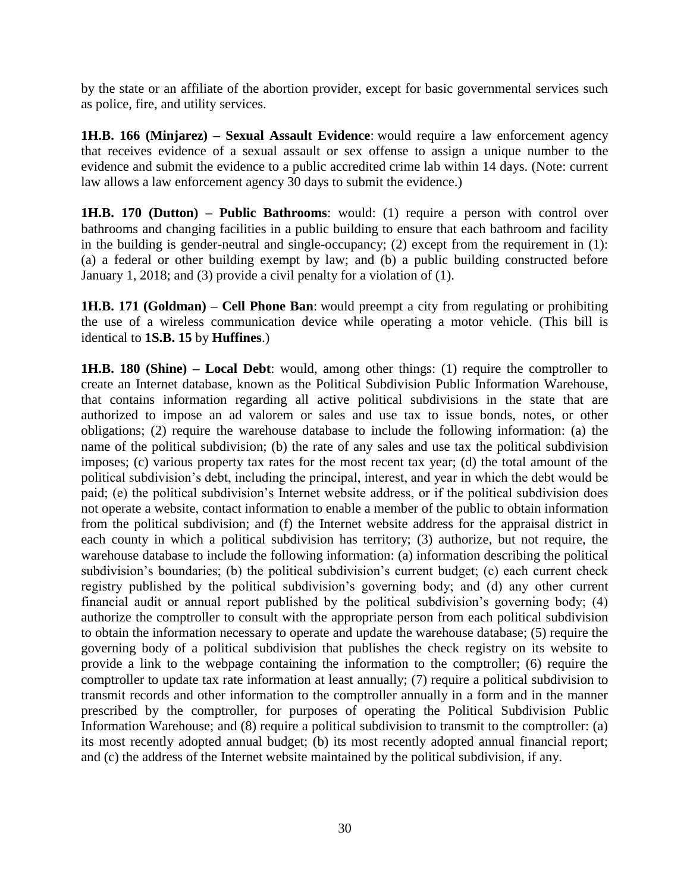by the state or an affiliate of the abortion provider, except for basic governmental services such as police, fire, and utility services.

**1H.B. 166 (Minjarez) – Sexual Assault Evidence**: would require a law enforcement agency that receives evidence of a sexual assault or sex offense to assign a unique number to the evidence and submit the evidence to a public accredited crime lab within 14 days. (Note: current law allows a law enforcement agency 30 days to submit the evidence.)

**1H.B. 170 (Dutton) – Public Bathrooms**: would: (1) require a person with control over bathrooms and changing facilities in a public building to ensure that each bathroom and facility in the building is gender-neutral and single-occupancy; (2) except from the requirement in (1): (a) a federal or other building exempt by law; and (b) a public building constructed before January 1, 2018; and (3) provide a civil penalty for a violation of (1).

**1H.B. 171 (Goldman) – Cell Phone Ban**: would preempt a city from regulating or prohibiting the use of a wireless communication device while operating a motor vehicle. (This bill is identical to **1S.B. 15** by **Huffines**.)

**1H.B. 180 (Shine) – Local Debt**: would, among other things: (1) require the comptroller to create an Internet database, known as the Political Subdivision Public Information Warehouse, that contains information regarding all active political subdivisions in the state that are authorized to impose an ad valorem or sales and use tax to issue bonds, notes, or other obligations; (2) require the warehouse database to include the following information: (a) the name of the political subdivision; (b) the rate of any sales and use tax the political subdivision imposes; (c) various property tax rates for the most recent tax year; (d) the total amount of the political subdivision's debt, including the principal, interest, and year in which the debt would be paid; (e) the political subdivision's Internet website address, or if the political subdivision does not operate a website, contact information to enable a member of the public to obtain information from the political subdivision; and (f) the Internet website address for the appraisal district in each county in which a political subdivision has territory; (3) authorize, but not require, the warehouse database to include the following information: (a) information describing the political subdivision's boundaries; (b) the political subdivision's current budget; (c) each current check registry published by the political subdivision's governing body; and (d) any other current financial audit or annual report published by the political subdivision's governing body; (4) authorize the comptroller to consult with the appropriate person from each political subdivision to obtain the information necessary to operate and update the warehouse database; (5) require the governing body of a political subdivision that publishes the check registry on its website to provide a link to the webpage containing the information to the comptroller; (6) require the comptroller to update tax rate information at least annually; (7) require a political subdivision to transmit records and other information to the comptroller annually in a form and in the manner prescribed by the comptroller, for purposes of operating the Political Subdivision Public Information Warehouse; and (8) require a political subdivision to transmit to the comptroller: (a) its most recently adopted annual budget; (b) its most recently adopted annual financial report; and (c) the address of the Internet website maintained by the political subdivision, if any.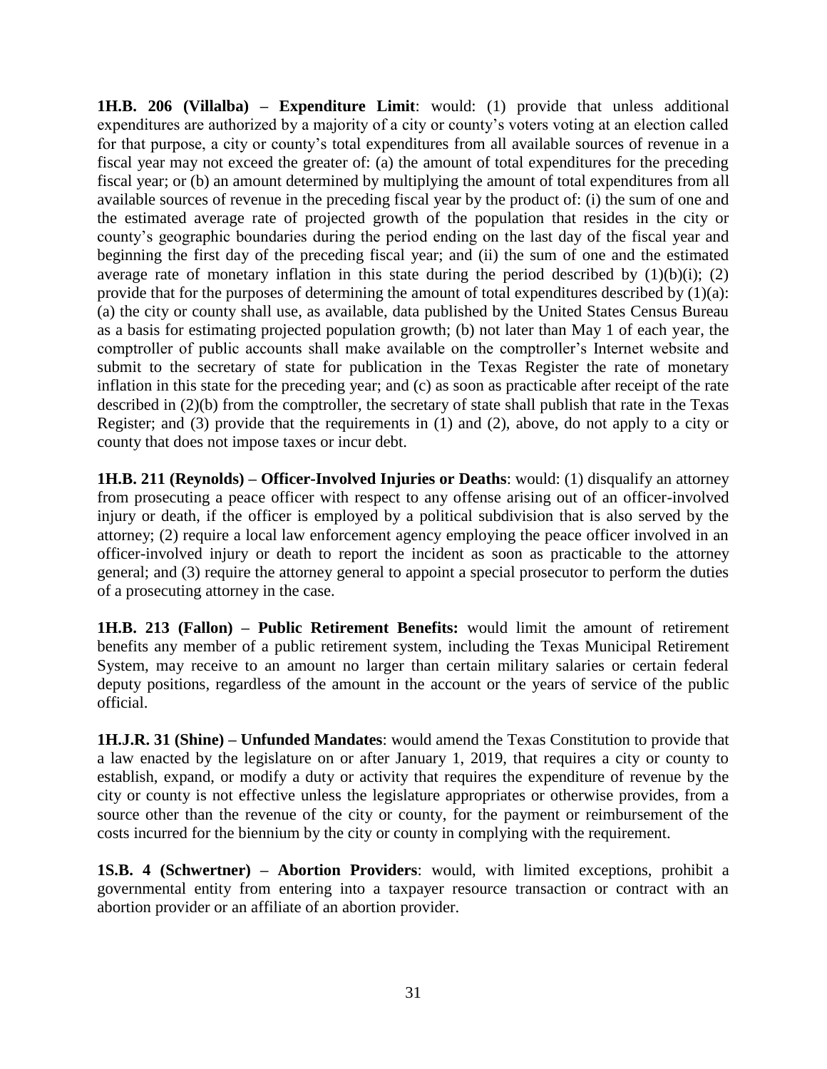**1H.B. 206 (Villalba) – Expenditure Limit**: would: (1) provide that unless additional expenditures are authorized by a majority of a city or county's voters voting at an election called for that purpose, a city or county's total expenditures from all available sources of revenue in a fiscal year may not exceed the greater of: (a) the amount of total expenditures for the preceding fiscal year; or (b) an amount determined by multiplying the amount of total expenditures from all available sources of revenue in the preceding fiscal year by the product of: (i) the sum of one and the estimated average rate of projected growth of the population that resides in the city or county's geographic boundaries during the period ending on the last day of the fiscal year and beginning the first day of the preceding fiscal year; and (ii) the sum of one and the estimated average rate of monetary inflation in this state during the period described by (1)(b)(i); (2) provide that for the purposes of determining the amount of total expenditures described by (1)(a): (a) the city or county shall use, as available, data published by the United States Census Bureau as a basis for estimating projected population growth; (b) not later than May 1 of each year, the comptroller of public accounts shall make available on the comptroller's Internet website and submit to the secretary of state for publication in the Texas Register the rate of monetary inflation in this state for the preceding year; and (c) as soon as practicable after receipt of the rate described in (2)(b) from the comptroller, the secretary of state shall publish that rate in the Texas Register; and (3) provide that the requirements in (1) and (2), above, do not apply to a city or county that does not impose taxes or incur debt.

**1H.B. 211 (Reynolds) – Officer-Involved Injuries or Deaths**: would: (1) disqualify an attorney from prosecuting a peace officer with respect to any offense arising out of an officer-involved injury or death, if the officer is employed by a political subdivision that is also served by the attorney; (2) require a local law enforcement agency employing the peace officer involved in an officer-involved injury or death to report the incident as soon as practicable to the attorney general; and (3) require the attorney general to appoint a special prosecutor to perform the duties of a prosecuting attorney in the case.

**1H.B. 213 (Fallon) – Public Retirement Benefits:** would limit the amount of retirement benefits any member of a public retirement system, including the Texas Municipal Retirement System, may receive to an amount no larger than certain military salaries or certain federal deputy positions, regardless of the amount in the account or the years of service of the public official.

**1H.J.R. 31 (Shine) – Unfunded Mandates**: would amend the Texas Constitution to provide that a law enacted by the legislature on or after January 1, 2019, that requires a city or county to establish, expand, or modify a duty or activity that requires the expenditure of revenue by the city or county is not effective unless the legislature appropriates or otherwise provides, from a source other than the revenue of the city or county, for the payment or reimbursement of the costs incurred for the biennium by the city or county in complying with the requirement.

**1S.B. 4 (Schwertner) – Abortion Providers**: would, with limited exceptions, prohibit a governmental entity from entering into a taxpayer resource transaction or contract with an abortion provider or an affiliate of an abortion provider.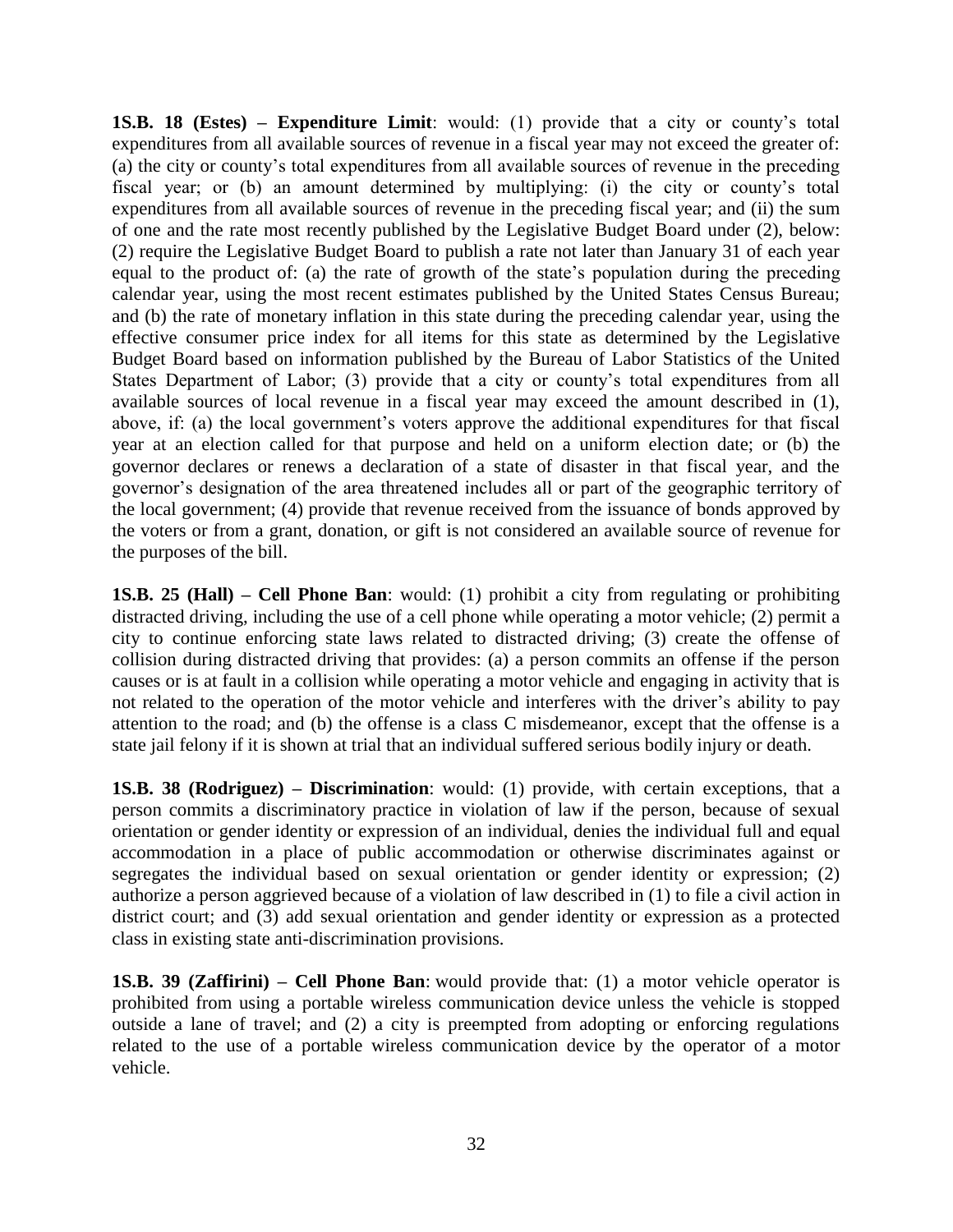**1S.B. 18 (Estes) – Expenditure Limit**: would: (1) provide that a city or county's total expenditures from all available sources of revenue in a fiscal year may not exceed the greater of: (a) the city or county's total expenditures from all available sources of revenue in the preceding fiscal year; or (b) an amount determined by multiplying: (i) the city or county's total expenditures from all available sources of revenue in the preceding fiscal year; and (ii) the sum of one and the rate most recently published by the Legislative Budget Board under (2), below: (2) require the Legislative Budget Board to publish a rate not later than January 31 of each year equal to the product of: (a) the rate of growth of the state's population during the preceding calendar year, using the most recent estimates published by the United States Census Bureau; and (b) the rate of monetary inflation in this state during the preceding calendar year, using the effective consumer price index for all items for this state as determined by the Legislative Budget Board based on information published by the Bureau of Labor Statistics of the United States Department of Labor; (3) provide that a city or county's total expenditures from all available sources of local revenue in a fiscal year may exceed the amount described in (1), above, if: (a) the local government's voters approve the additional expenditures for that fiscal year at an election called for that purpose and held on a uniform election date; or (b) the governor declares or renews a declaration of a state of disaster in that fiscal year, and the governor's designation of the area threatened includes all or part of the geographic territory of the local government; (4) provide that revenue received from the issuance of bonds approved by the voters or from a grant, donation, or gift is not considered an available source of revenue for the purposes of the bill.

**1S.B. 25 (Hall) – Cell Phone Ban**: would: (1) prohibit a city from regulating or prohibiting distracted driving, including the use of a cell phone while operating a motor vehicle; (2) permit a city to continue enforcing state laws related to distracted driving; (3) create the offense of collision during distracted driving that provides: (a) a person commits an offense if the person causes or is at fault in a collision while operating a motor vehicle and engaging in activity that is not related to the operation of the motor vehicle and interferes with the driver's ability to pay attention to the road; and (b) the offense is a class C misdemeanor, except that the offense is a state jail felony if it is shown at trial that an individual suffered serious bodily injury or death.

**1S.B. 38 (Rodriguez) – Discrimination**: would: (1) provide, with certain exceptions, that a person commits a discriminatory practice in violation of law if the person, because of sexual orientation or gender identity or expression of an individual, denies the individual full and equal accommodation in a place of public accommodation or otherwise discriminates against or segregates the individual based on sexual orientation or gender identity or expression; (2) authorize a person aggrieved because of a violation of law described in (1) to file a civil action in district court; and (3) add sexual orientation and gender identity or expression as a protected class in existing state anti-discrimination provisions.

**1S.B. 39 (Zaffirini) – Cell Phone Ban**: would provide that: (1) a motor vehicle operator is prohibited from using a portable wireless communication device unless the vehicle is stopped outside a lane of travel; and (2) a city is preempted from adopting or enforcing regulations related to the use of a portable wireless communication device by the operator of a motor vehicle.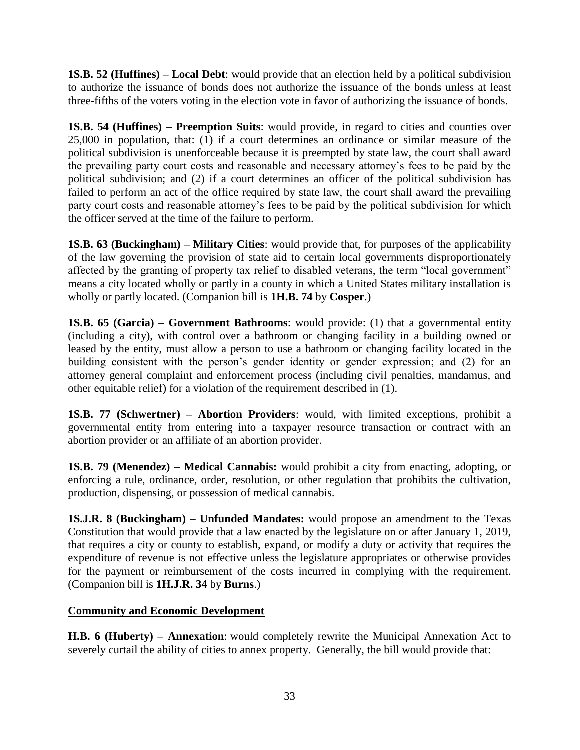**1S.B. 52 (Huffines) – Local Debt**: would provide that an election held by a political subdivision to authorize the issuance of bonds does not authorize the issuance of the bonds unless at least three-fifths of the voters voting in the election vote in favor of authorizing the issuance of bonds.

**1S.B. 54 (Huffines) – Preemption Suits**: would provide, in regard to cities and counties over 25,000 in population, that: (1) if a court determines an ordinance or similar measure of the political subdivision is unenforceable because it is preempted by state law, the court shall award the prevailing party court costs and reasonable and necessary attorney's fees to be paid by the political subdivision; and (2) if a court determines an officer of the political subdivision has failed to perform an act of the office required by state law, the court shall award the prevailing party court costs and reasonable attorney's fees to be paid by the political subdivision for which the officer served at the time of the failure to perform.

**1S.B. 63 (Buckingham) – Military Cities**: would provide that, for purposes of the applicability of the law governing the provision of state aid to certain local governments disproportionately affected by the granting of property tax relief to disabled veterans, the term "local government" means a city located wholly or partly in a county in which a United States military installation is wholly or partly located. (Companion bill is **1H.B. 74** by **Cosper**.)

**1S.B. 65 (Garcia) – Government Bathrooms**: would provide: (1) that a governmental entity (including a city), with control over a bathroom or changing facility in a building owned or leased by the entity, must allow a person to use a bathroom or changing facility located in the building consistent with the person's gender identity or gender expression; and (2) for an attorney general complaint and enforcement process (including civil penalties, mandamus, and other equitable relief) for a violation of the requirement described in (1).

**1S.B. 77 (Schwertner) – Abortion Providers**: would, with limited exceptions, prohibit a governmental entity from entering into a taxpayer resource transaction or contract with an abortion provider or an affiliate of an abortion provider.

**1S.B. 79 (Menendez) – Medical Cannabis:** would prohibit a city from enacting, adopting, or enforcing a rule, ordinance, order, resolution, or other regulation that prohibits the cultivation, production, dispensing, or possession of medical cannabis.

**1S.J.R. 8 (Buckingham) – Unfunded Mandates:** would propose an amendment to the Texas Constitution that would provide that a law enacted by the legislature on or after January 1, 2019, that requires a city or county to establish, expand, or modify a duty or activity that requires the expenditure of revenue is not effective unless the legislature appropriates or otherwise provides for the payment or reimbursement of the costs incurred in complying with the requirement. (Companion bill is **1H.J.R. 34** by **Burns**.)

## Community and Economic Development

**H.B. 6 (Huberty) – Annexation**: would completely rewrite the Municipal Annexation Act to severely curtail the ability of cities to annex property. Generally, the bill would provide that: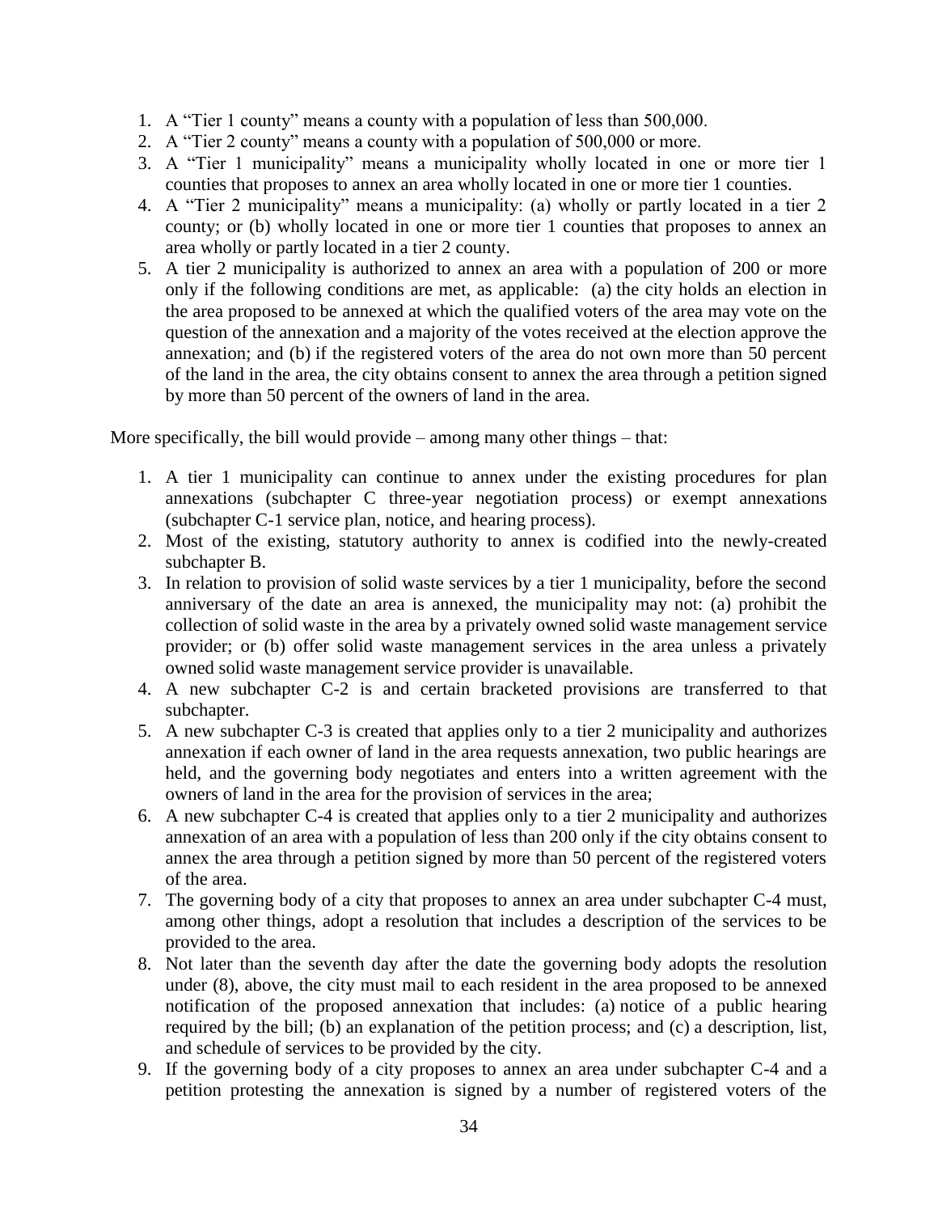1. A "Tier 1 county" means a county with a population of less than 500,000.
2. A "Tier 2 county" means a county with a population of 500,000 or more.
3. A "Tier 1 municipality" means a municipality wholly located in one or more tier 1 counties that proposes to annex an area wholly located in one or more tier 1 counties.
4. A "Tier 2 municipality" means a municipality: (a) wholly or partly located in a tier 2 county; or (b) wholly located in one or more tier 1 counties that proposes to annex an area wholly or partly located in a tier 2 county.
5. A tier 2 municipality is authorized to annex an area with a population of 200 or more only if the following conditions are met, as applicable: (a) the city holds an election in the area proposed to be annexed at which the qualified voters of the area may vote on the question of the annexation and a majority of the votes received at the election approve the annexation; and (b) if the registered voters of the area do not own more than 50 percent of the land in the area, the city obtains consent to annex the area through a petition signed by more than 50 percent of the owners of land in the area.

More specifically, the bill would provide – among many other things – that:

1. A tier 1 municipality can continue to annex under the existing procedures for plan annexations (subchapter C three-year negotiation process) or exempt annexations (subchapter C-1 service plan, notice, and hearing process).
2. Most of the existing, statutory authority to annex is codified into the newly-created subchapter B.
3. In relation to provision of solid waste services by a tier 1 municipality, before the second anniversary of the date an area is annexed, the municipality may not: (a) prohibit the collection of solid waste in the area by a privately owned solid waste management service provider; or (b) offer solid waste management services in the area unless a privately owned solid waste management service provider is unavailable.
4. A new subchapter C-2 is and certain bracketed provisions are transferred to that subchapter.
5. A new subchapter C-3 is created that applies only to a tier 2 municipality and authorizes annexation if each owner of land in the area requests annexation, two public hearings are held, and the governing body negotiates and enters into a written agreement with the owners of land in the area for the provision of services in the area;
6. A new subchapter C-4 is created that applies only to a tier 2 municipality and authorizes annexation of an area with a population of less than 200 only if the city obtains consent to annex the area through a petition signed by more than 50 percent of the registered voters of the area.
7. The governing body of a city that proposes to annex an area under subchapter C-4 must, among other things, adopt a resolution that includes a description of the services to be provided to the area.
8. Not later than the seventh day after the date the governing body adopts the resolution under (8), above, the city must mail to each resident in the area proposed to be annexed notification of the proposed annexation that includes: (a) notice of a public hearing required by the bill; (b) an explanation of the petition process; and (c) a description, list, and schedule of services to be provided by the city.
9. If the governing body of a city proposes to annex an area under subchapter C-4 and a petition protesting the annexation is signed by a number of registered voters of the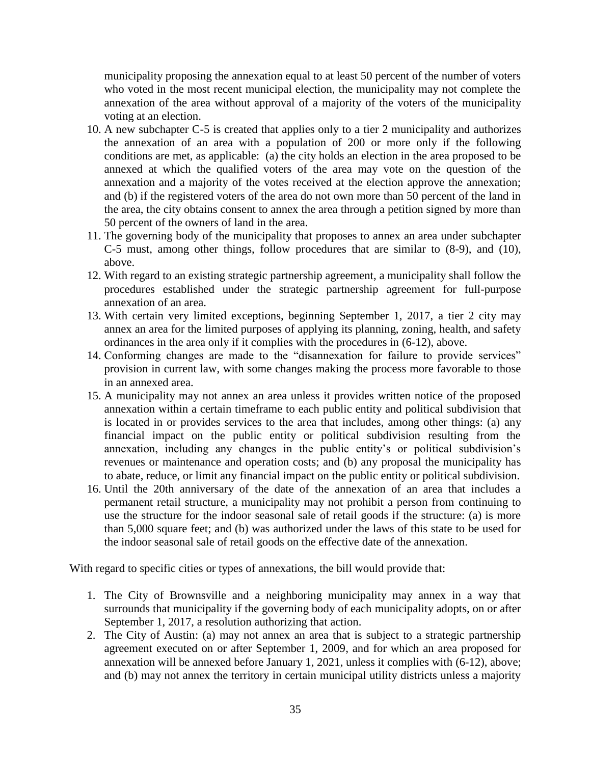municipality proposing the annexation equal to at least 50 percent of the number of voters who voted in the most recent municipal election, the municipality may not complete the annexation of the area without approval of a majority of the voters of the municipality voting at an election.

10. A new subchapter C-5 is created that applies only to a tier 2 municipality and authorizes the annexation of an area with a population of 200 or more only if the following conditions are met, as applicable: (a) the city holds an election in the area proposed to be annexed at which the qualified voters of the area may vote on the question of the annexation and a majority of the votes received at the election approve the annexation; and (b) if the registered voters of the area do not own more than 50 percent of the land in the area, the city obtains consent to annex the area through a petition signed by more than 50 percent of the owners of land in the area.
11. The governing body of the municipality that proposes to annex an area under subchapter C-5 must, among other things, follow procedures that are similar to (8-9), and (10), above.
12. With regard to an existing strategic partnership agreement, a municipality shall follow the procedures established under the strategic partnership agreement for full-purpose annexation of an area.
13. With certain very limited exceptions, beginning September 1, 2017, a tier 2 city may annex an area for the limited purposes of applying its planning, zoning, health, and safety ordinances in the area only if it complies with the procedures in (6-12), above.
14. Conforming changes are made to the "disannexation for failure to provide services" provision in current law, with some changes making the process more favorable to those in an annexed area.
15. A municipality may not annex an area unless it provides written notice of the proposed annexation within a certain timeframe to each public entity and political subdivision that is located in or provides services to the area that includes, among other things: (a) any financial impact on the public entity or political subdivision resulting from the annexation, including any changes in the public entity's or political subdivision's revenues or maintenance and operation costs; and (b) any proposal the municipality has to abate, reduce, or limit any financial impact on the public entity or political subdivision.
16. Until the 20th anniversary of the date of the annexation of an area that includes a permanent retail structure, a municipality may not prohibit a person from continuing to use the structure for the indoor seasonal sale of retail goods if the structure: (a) is more than 5,000 square feet; and (b) was authorized under the laws of this state to be used for the indoor seasonal sale of retail goods on the effective date of the annexation.

With regard to specific cities or types of annexations, the bill would provide that:

1. The City of Brownsville and a neighboring municipality may annex in a way that surrounds that municipality if the governing body of each municipality adopts, on or after September 1, 2017, a resolution authorizing that action.
2. The City of Austin: (a) may not annex an area that is subject to a strategic partnership agreement executed on or after September 1, 2009, and for which an area proposed for annexation will be annexed before January 1, 2021, unless it complies with (6-12), above; and (b) may not annex the territory in certain municipal utility districts unless a majority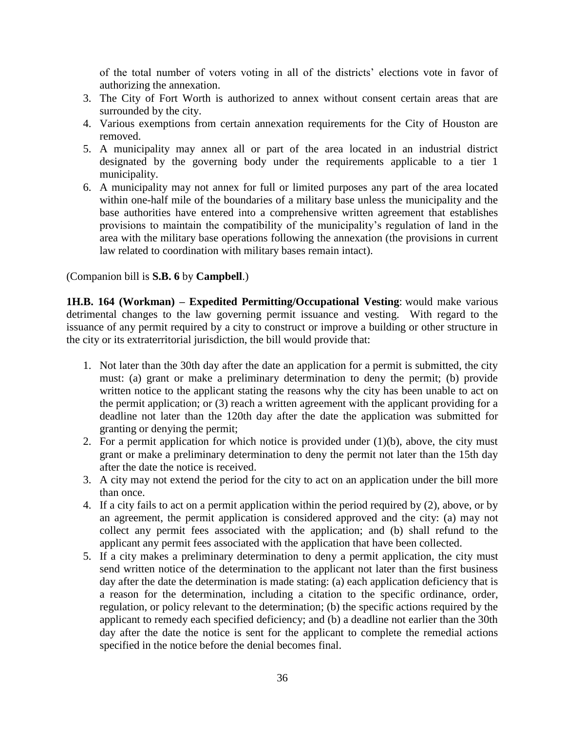of the total number of voters voting in all of the districts' elections vote in favor of authorizing the annexation.

3. The City of Fort Worth is authorized to annex without consent certain areas that are surrounded by the city.
4. Various exemptions from certain annexation requirements for the City of Houston are removed.
5. A municipality may annex all or part of the area located in an industrial district designated by the governing body under the requirements applicable to a tier 1 municipality.
6. A municipality may not annex for full or limited purposes any part of the area located within one-half mile of the boundaries of a military base unless the municipality and the base authorities have entered into a comprehensive written agreement that establishes provisions to maintain the compatibility of the municipality's regulation of land in the area with the military base operations following the annexation (the provisions in current law related to coordination with military bases remain intact).

(Companion bill is **S.B. 6** by **Campbell**.)

**1H.B. 164 (Workman) – Expedited Permitting/Occupational Vesting**: would make various detrimental changes to the law governing permit issuance and vesting. With regard to the issuance of any permit required by a city to construct or improve a building or other structure in the city or its extraterritorial jurisdiction, the bill would provide that:

1. Not later than the 30th day after the date an application for a permit is submitted, the city must: (a) grant or make a preliminary determination to deny the permit; (b) provide written notice to the applicant stating the reasons why the city has been unable to act on the permit application; or (3) reach a written agreement with the applicant providing for a deadline not later than the 120th day after the date the application was submitted for granting or denying the permit;
2. For a permit application for which notice is provided under (1)(b), above, the city must grant or make a preliminary determination to deny the permit not later than the 15th day after the date the notice is received.
3. A city may not extend the period for the city to act on an application under the bill more than once.
4. If a city fails to act on a permit application within the period required by (2), above, or by an agreement, the permit application is considered approved and the city: (a) may not collect any permit fees associated with the application; and (b) shall refund to the applicant any permit fees associated with the application that have been collected.
5. If a city makes a preliminary determination to deny a permit application, the city must send written notice of the determination to the applicant not later than the first business day after the date the determination is made stating: (a) each application deficiency that is a reason for the determination, including a citation to the specific ordinance, order, regulation, or policy relevant to the determination; (b) the specific actions required by the applicant to remedy each specified deficiency; and (b) a deadline not earlier than the 30th day after the date the notice is sent for the applicant to complete the remedial actions specified in the notice before the denial becomes final.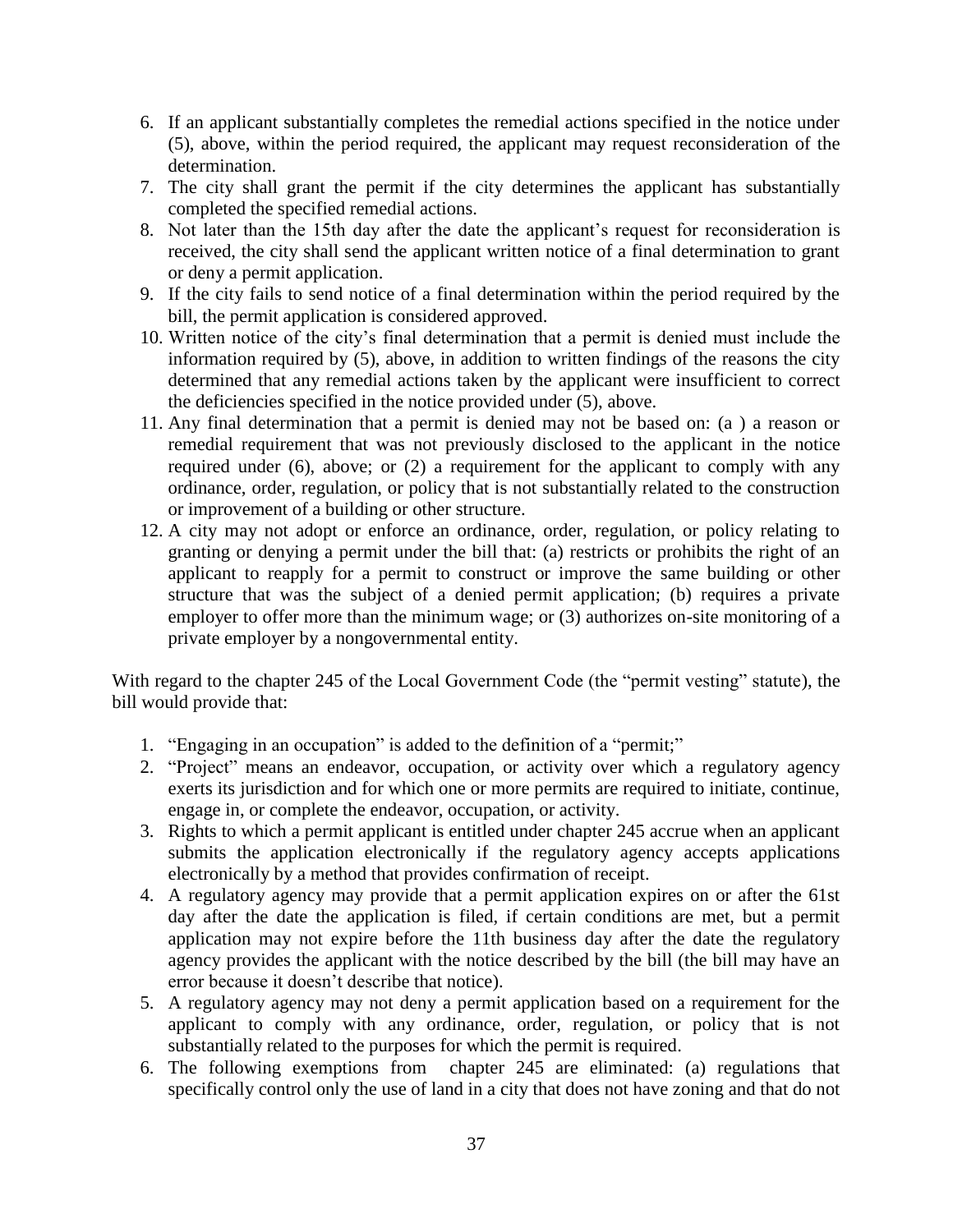6. If an applicant substantially completes the remedial actions specified in the notice under (5), above, within the period required, the applicant may request reconsideration of the determination.
7. The city shall grant the permit if the city determines the applicant has substantially completed the specified remedial actions.
8. Not later than the 15th day after the date the applicant's request for reconsideration is received, the city shall send the applicant written notice of a final determination to grant or deny a permit application.
9. If the city fails to send notice of a final determination within the period required by the bill, the permit application is considered approved.
10. Written notice of the city's final determination that a permit is denied must include the information required by (5), above, in addition to written findings of the reasons the city determined that any remedial actions taken by the applicant were insufficient to correct the deficiencies specified in the notice provided under (5), above.
11. Any final determination that a permit is denied may not be based on: (a ) a reason or remedial requirement that was not previously disclosed to the applicant in the notice required under (6), above; or (2) a requirement for the applicant to comply with any ordinance, order, regulation, or policy that is not substantially related to the construction or improvement of a building or other structure.
12. A city may not adopt or enforce an ordinance, order, regulation, or policy relating to granting or denying a permit under the bill that: (a) restricts or prohibits the right of an applicant to reapply for a permit to construct or improve the same building or other structure that was the subject of a denied permit application; (b) requires a private employer to offer more than the minimum wage; or (3) authorizes on-site monitoring of a private employer by a nongovernmental entity.

With regard to the chapter 245 of the Local Government Code (the "permit vesting" statute), the bill would provide that:

1. "Engaging in an occupation" is added to the definition of a "permit;"
2. "Project" means an endeavor, occupation, or activity over which a regulatory agency exerts its jurisdiction and for which one or more permits are required to initiate, continue, engage in, or complete the endeavor, occupation, or activity.
3. Rights to which a permit applicant is entitled under chapter 245 accrue when an applicant submits the application electronically if the regulatory agency accepts applications electronically by a method that provides confirmation of receipt.
4. A regulatory agency may provide that a permit application expires on or after the 61st day after the date the application is filed, if certain conditions are met, but a permit application may not expire before the 11th business day after the date the regulatory agency provides the applicant with the notice described by the bill (the bill may have an error because it doesn't describe that notice).
5. A regulatory agency may not deny a permit application based on a requirement for the applicant to comply with any ordinance, order, regulation, or policy that is not substantially related to the purposes for which the permit is required.
6. The following exemptions from chapter 245 are eliminated: (a) regulations that specifically control only the use of land in a city that does not have zoning and that do not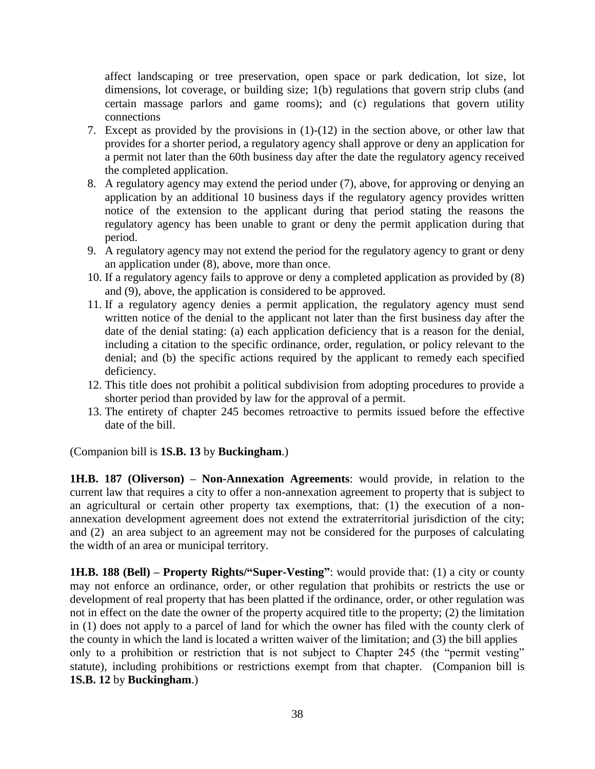affect landscaping or tree preservation, open space or park dedication, lot size, lot dimensions, lot coverage, or building size; 1(b) regulations that govern strip clubs (and certain massage parlors and game rooms); and (c) regulations that govern utility connections

7. Except as provided by the provisions in (1)-(12) in the section above, or other law that provides for a shorter period, a regulatory agency shall approve or deny an application for a permit not later than the 60th business day after the date the regulatory agency received the completed application.
8. A regulatory agency may extend the period under (7), above, for approving or denying an application by an additional 10 business days if the regulatory agency provides written notice of the extension to the applicant during that period stating the reasons the regulatory agency has been unable to grant or deny the permit application during that period.
9. A regulatory agency may not extend the period for the regulatory agency to grant or deny an application under (8), above, more than once.
10. If a regulatory agency fails to approve or deny a completed application as provided by (8) and (9), above, the application is considered to be approved.
11. If a regulatory agency denies a permit application, the regulatory agency must send written notice of the denial to the applicant not later than the first business day after the date of the denial stating: (a) each application deficiency that is a reason for the denial, including a citation to the specific ordinance, order, regulation, or policy relevant to the denial; and (b) the specific actions required by the applicant to remedy each specified deficiency.
12. This title does not prohibit a political subdivision from adopting procedures to provide a shorter period than provided by law for the approval of a permit.
13. The entirety of chapter 245 becomes retroactive to permits issued before the effective date of the bill.

(Companion bill is **1S.B. 13** by **Buckingham**.)

**1H.B. 187 (Oliverson) – Non-Annexation Agreements**: would provide, in relation to the current law that requires a city to offer a non-annexation agreement to property that is subject to an agricultural or certain other property tax exemptions, that: (1) the execution of a non-annexation development agreement does not extend the extraterritorial jurisdiction of the city; and (2) an area subject to an agreement may not be considered for the purposes of calculating the width of an area or municipal territory.

**1H.B. 188 (Bell) – Property Rights/"Super-Vesting"**: would provide that: (1) a city or county may not enforce an ordinance, order, or other regulation that prohibits or restricts the use or development of real property that has been platted if the ordinance, order, or other regulation was not in effect on the date the owner of the property acquired title to the property; (2) the limitation in (1) does not apply to a parcel of land for which the owner has filed with the county clerk of the county in which the land is located a written waiver of the limitation; and (3) the bill applies only to a prohibition or restriction that is not subject to Chapter 245 (the "permit vesting" statute), including prohibitions or restrictions exempt from that chapter. (Companion bill is **1S.B. 12** by **Buckingham**.)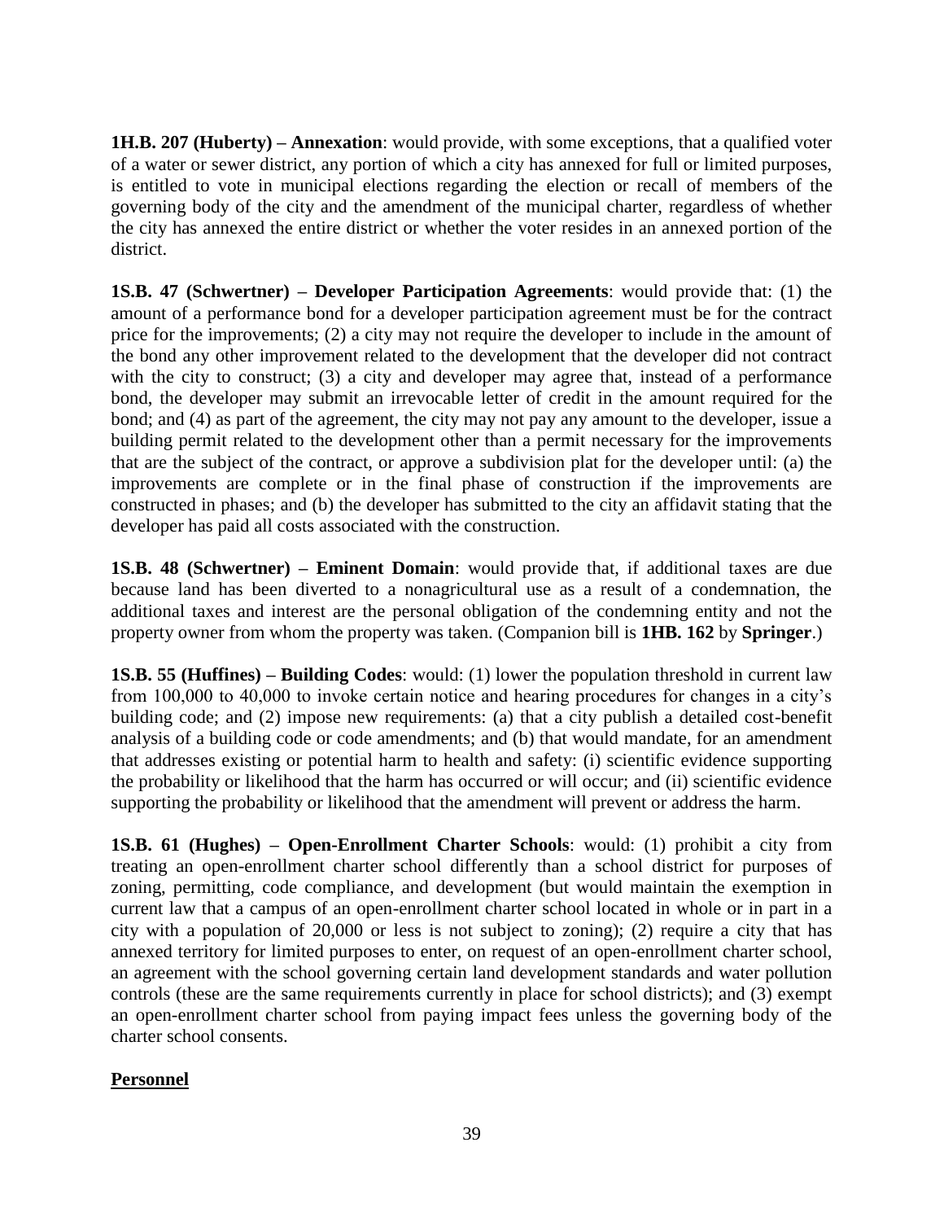**1H.B. 207 (Huberty) – Annexation**: would provide, with some exceptions, that a qualified voter of a water or sewer district, any portion of which a city has annexed for full or limited purposes, is entitled to vote in municipal elections regarding the election or recall of members of the governing body of the city and the amendment of the municipal charter, regardless of whether the city has annexed the entire district or whether the voter resides in an annexed portion of the district.

**1S.B. 47 (Schwertner) – Developer Participation Agreements**: would provide that: (1) the amount of a performance bond for a developer participation agreement must be for the contract price for the improvements; (2) a city may not require the developer to include in the amount of the bond any other improvement related to the development that the developer did not contract with the city to construct; (3) a city and developer may agree that, instead of a performance bond, the developer may submit an irrevocable letter of credit in the amount required for the bond; and (4) as part of the agreement, the city may not pay any amount to the developer, issue a building permit related to the development other than a permit necessary for the improvements that are the subject of the contract, or approve a subdivision plat for the developer until: (a) the improvements are complete or in the final phase of construction if the improvements are constructed in phases; and (b) the developer has submitted to the city an affidavit stating that the developer has paid all costs associated with the construction.

**1S.B. 48 (Schwertner) – Eminent Domain**: would provide that, if additional taxes are due because land has been diverted to a nonagricultural use as a result of a condemnation, the additional taxes and interest are the personal obligation of the condemning entity and not the property owner from whom the property was taken. (Companion bill is **1HB. 162** by **Springer**.)

**1S.B. 55 (Huffines) – Building Codes**: would: (1) lower the population threshold in current law from 100,000 to 40,000 to invoke certain notice and hearing procedures for changes in a city's building code; and (2) impose new requirements: (a) that a city publish a detailed cost-benefit analysis of a building code or code amendments; and (b) that would mandate, for an amendment that addresses existing or potential harm to health and safety: (i) scientific evidence supporting the probability or likelihood that the harm has occurred or will occur; and (ii) scientific evidence supporting the probability or likelihood that the amendment will prevent or address the harm.

**1S.B. 61 (Hughes) – Open-Enrollment Charter Schools**: would: (1) prohibit a city from treating an open-enrollment charter school differently than a school district for purposes of zoning, permitting, code compliance, and development (but would maintain the exemption in current law that a campus of an open-enrollment charter school located in whole or in part in a city with a population of 20,000 or less is not subject to zoning); (2) require a city that has annexed territory for limited purposes to enter, on request of an open-enrollment charter school, an agreement with the school governing certain land development standards and water pollution controls (these are the same requirements currently in place for school districts); and (3) exempt an open-enrollment charter school from paying impact fees unless the governing body of the charter school consents.

**Personnel**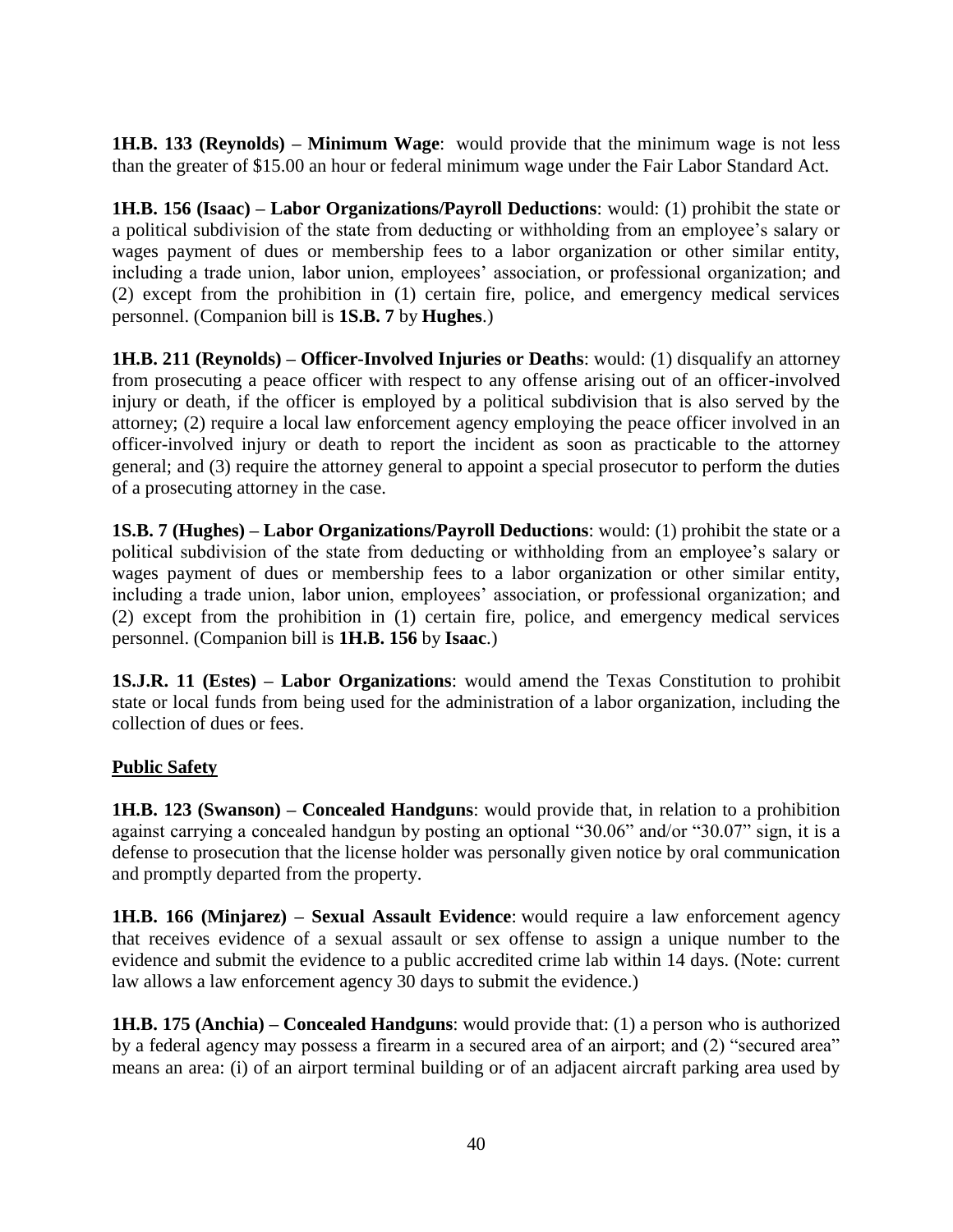**1H.B. 133 (Reynolds) – Minimum Wage**: would provide that the minimum wage is not less than the greater of $15.00 an hour or federal minimum wage under the Fair Labor Standard Act.

**1H.B. 156 (Isaac) – Labor Organizations/Payroll Deductions**: would: (1) prohibit the state or a political subdivision of the state from deducting or withholding from an employee's salary or wages payment of dues or membership fees to a labor organization or other similar entity, including a trade union, labor union, employees' association, or professional organization; and (2) except from the prohibition in (1) certain fire, police, and emergency medical services personnel. (Companion bill is **1S.B. 7** by **Hughes**.)

**1H.B. 211 (Reynolds) – Officer-Involved Injuries or Deaths**: would: (1) disqualify an attorney from prosecuting a peace officer with respect to any offense arising out of an officer-involved injury or death, if the officer is employed by a political subdivision that is also served by the attorney; (2) require a local law enforcement agency employing the peace officer involved in an officer-involved injury or death to report the incident as soon as practicable to the attorney general; and (3) require the attorney general to appoint a special prosecutor to perform the duties of a prosecuting attorney in the case.

**1S.B. 7 (Hughes) – Labor Organizations/Payroll Deductions**: would: (1) prohibit the state or a political subdivision of the state from deducting or withholding from an employee's salary or wages payment of dues or membership fees to a labor organization or other similar entity, including a trade union, labor union, employees' association, or professional organization; and (2) except from the prohibition in (1) certain fire, police, and emergency medical services personnel. (Companion bill is **1H.B. 156** by **Isaac**.)

**1S.J.R. 11 (Estes) – Labor Organizations**: would amend the Texas Constitution to prohibit state or local funds from being used for the administration of a labor organization, including the collection of dues or fees.

## Public Safety

**1H.B. 123 (Swanson) – Concealed Handguns**: would provide that, in relation to a prohibition against carrying a concealed handgun by posting an optional "30.06" and/or "30.07" sign, it is a defense to prosecution that the license holder was personally given notice by oral communication and promptly departed from the property.

**1H.B. 166 (Minjarez) – Sexual Assault Evidence**: would require a law enforcement agency that receives evidence of a sexual assault or sex offense to assign a unique number to the evidence and submit the evidence to a public accredited crime lab within 14 days. (Note: current law allows a law enforcement agency 30 days to submit the evidence.)

**1H.B. 175 (Anchia) – Concealed Handguns**: would provide that: (1) a person who is authorized by a federal agency may possess a firearm in a secured area of an airport; and (2) "secured area" means an area: (i) of an airport terminal building or of an adjacent aircraft parking area used by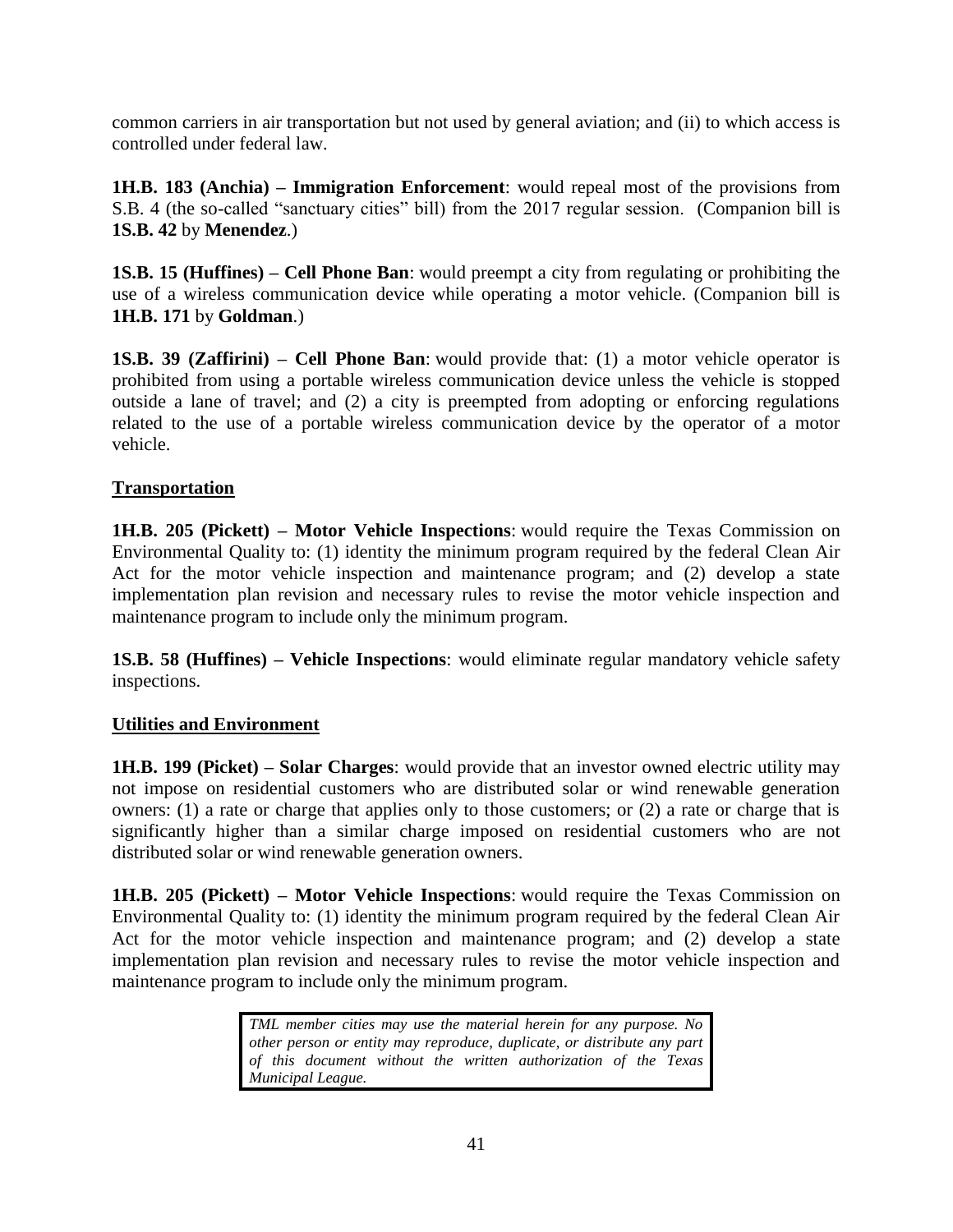common carriers in air transportation but not used by general aviation; and (ii) to which access is controlled under federal law.

**1H.B. 183 (Anchia) – Immigration Enforcement**: would repeal most of the provisions from S.B. 4 (the so-called "sanctuary cities" bill) from the 2017 regular session. (Companion bill is **1S.B. 42** by **Menendez**.)

**1S.B. 15 (Huffines) – Cell Phone Ban**: would preempt a city from regulating or prohibiting the use of a wireless communication device while operating a motor vehicle. (Companion bill is **1H.B. 171** by **Goldman**.)

**1S.B. 39 (Zaffirini) – Cell Phone Ban**: would provide that: (1) a motor vehicle operator is prohibited from using a portable wireless communication device unless the vehicle is stopped outside a lane of travel; and (2) a city is preempted from adopting or enforcing regulations related to the use of a portable wireless communication device by the operator of a motor vehicle.

## Transportation

**1H.B. 205 (Pickett) – Motor Vehicle Inspections**: would require the Texas Commission on Environmental Quality to: (1) identity the minimum program required by the federal Clean Air Act for the motor vehicle inspection and maintenance program; and (2) develop a state implementation plan revision and necessary rules to revise the motor vehicle inspection and maintenance program to include only the minimum program.

**1S.B. 58 (Huffines) – Vehicle Inspections**: would eliminate regular mandatory vehicle safety inspections.

## Utilities and Environment

**1H.B. 199 (Picket) – Solar Charges**: would provide that an investor owned electric utility may not impose on residential customers who are distributed solar or wind renewable generation owners: (1) a rate or charge that applies only to those customers; or (2) a rate or charge that is significantly higher than a similar charge imposed on residential customers who are not distributed solar or wind renewable generation owners.

**1H.B. 205 (Pickett) – Motor Vehicle Inspections**: would require the Texas Commission on Environmental Quality to: (1) identity the minimum program required by the federal Clean Air Act for the motor vehicle inspection and maintenance program; and (2) develop a state implementation plan revision and necessary rules to revise the motor vehicle inspection and maintenance program to include only the minimum program.

*TML member cities may use the material herein for any purpose. No other person or entity may reproduce, duplicate, or distribute any part of this document without the written authorization of the Texas Municipal League.*